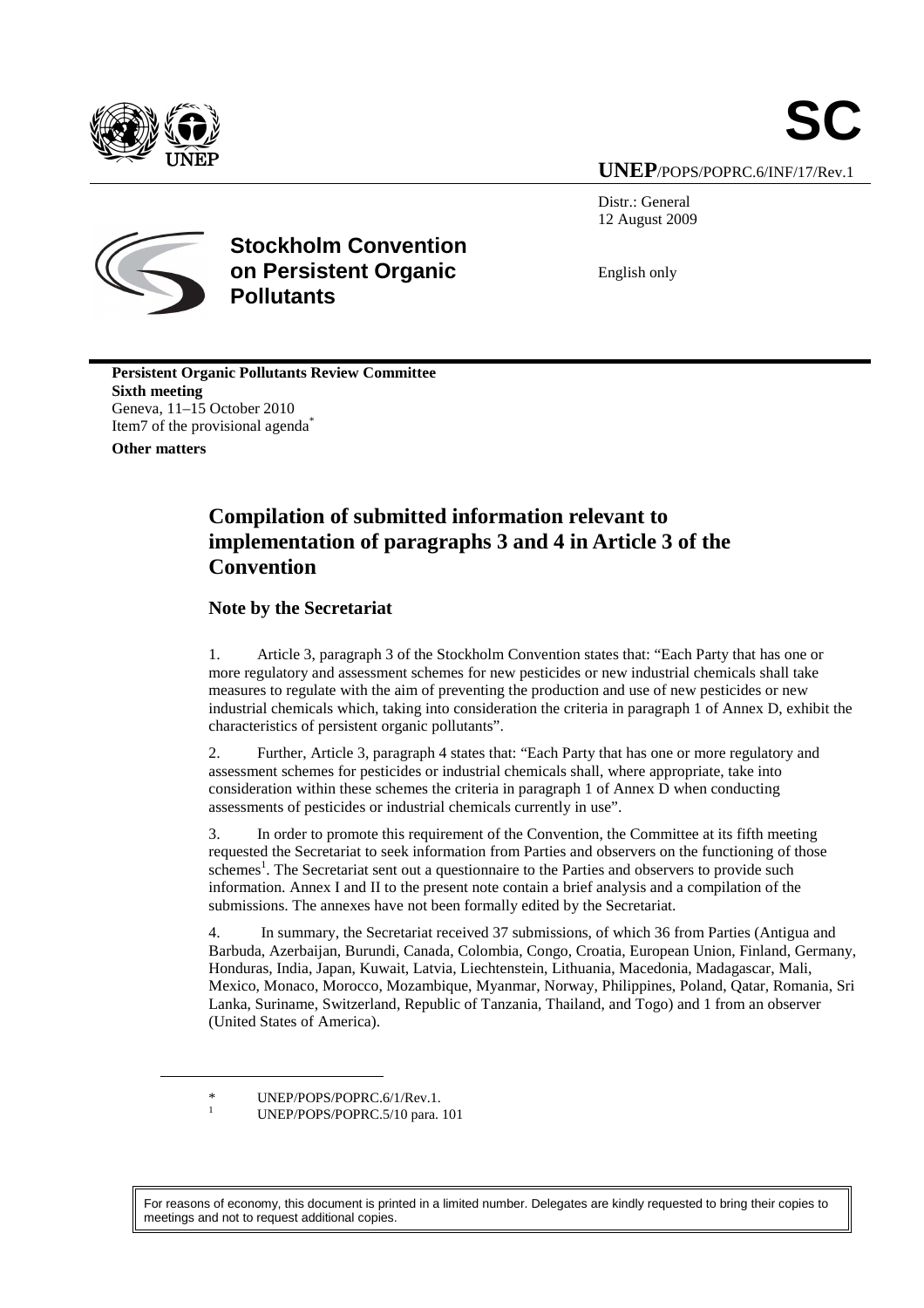**SC**

**UNEP**/POPS/POPRC.6/INF/17/Rev.1

Distr.: General
12 August 2009

English only

**Stockholm Convention on Persistent Organic Pollutants**

**Persistent Organic Pollutants Review Committee**
**Sixth meeting**
Geneva, 11–15 October 2010
Item7 of the provisional agenda*

**Other matters**

# Compilation of submitted information relevant to implementation of paragraphs 3 and 4 in Article 3 of the Convention

## Note by the Secretariat

1. Article 3, paragraph 3 of the Stockholm Convention states that: "Each Party that has one or more regulatory and assessment schemes for new pesticides or new industrial chemicals shall take measures to regulate with the aim of preventing the production and use of new pesticides or new industrial chemicals which, taking into consideration the criteria in paragraph 1 of Annex D, exhibit the characteristics of persistent organic pollutants".

2. Further, Article 3, paragraph 4 states that: "Each Party that has one or more regulatory and assessment schemes for pesticides or industrial chemicals shall, where appropriate, take into consideration within these schemes the criteria in paragraph 1 of Annex D when conducting assessments of pesticides or industrial chemicals currently in use".

3. In order to promote this requirement of the Convention, the Committee at its fifth meeting requested the Secretariat to seek information from Parties and observers on the functioning of those schemes[1]. The Secretariat sent out a questionnaire to the Parties and observers to provide such information. Annex I and II to the present note contain a brief analysis and a compilation of the submissions. The annexes have not been formally edited by the Secretariat.

4. In summary, the Secretariat received 37 submissions, of which 36 from Parties (Antigua and Barbuda, Azerbaijan, Burundi, Canada, Colombia, Congo, Croatia, European Union, Finland, Germany, Honduras, India, Japan, Kuwait, Latvia, Liechtenstein, Lithuania, Macedonia, Madagascar, Mali, Mexico, Monaco, Morocco, Mozambique, Myanmar, Norway, Philippines, Poland, Qatar, Romania, Sri Lanka, Suriname, Switzerland, Republic of Tanzania, Thailand, and Togo) and 1 from an observer (United States of America).

---

\* UNEP/POPS/POPRC.6/1/Rev.1.

[1] UNEP/POPS/POPRC.5/10 para. 101

For reasons of economy, this document is printed in a limited number. Delegates are kindly requested to bring their copies to meetings and not to request additional copies.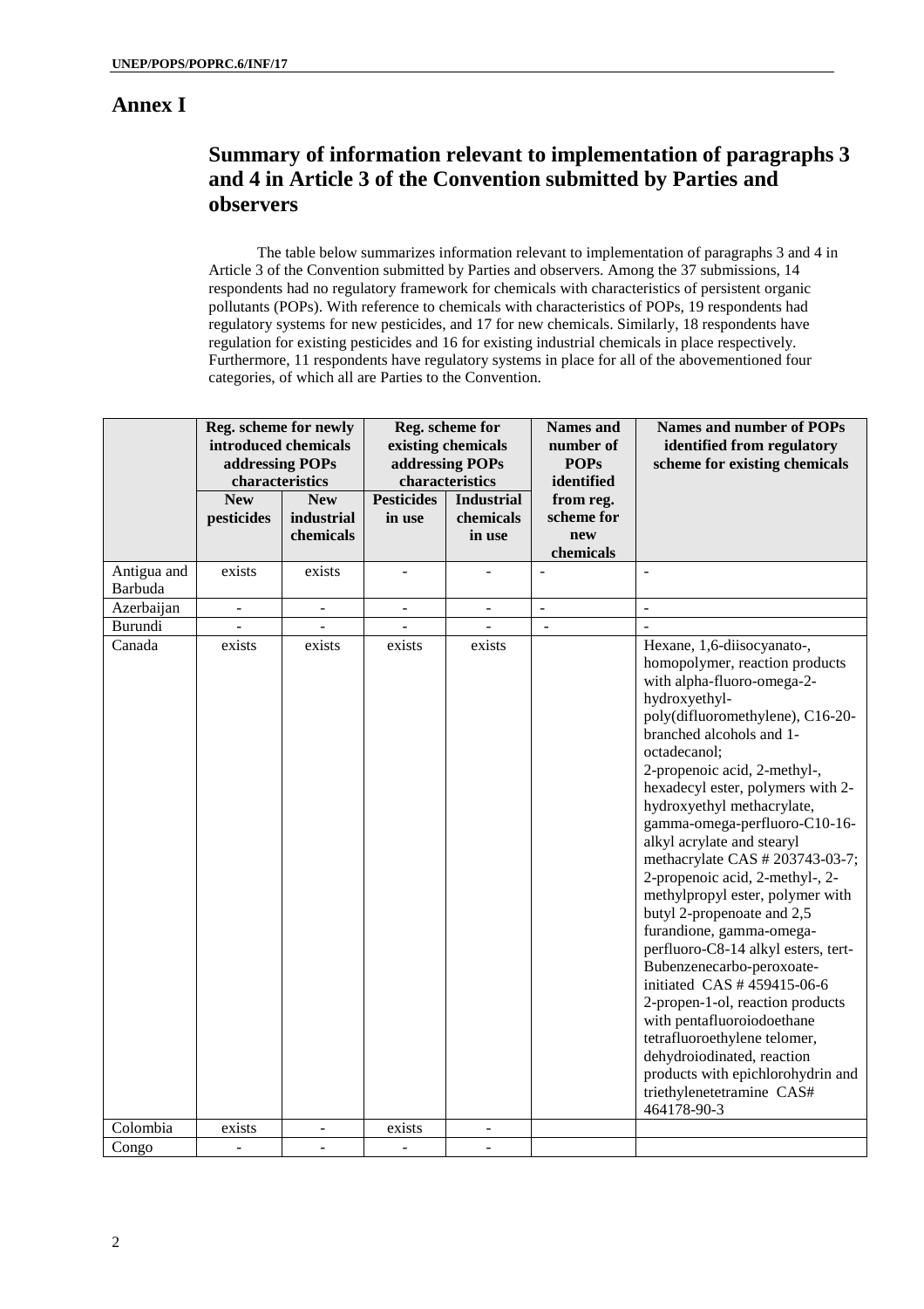# Annex I

## Summary of information relevant to implementation of paragraphs 3 and 4 in Article 3 of the Convention submitted by Parties and observers

The table below summarizes information relevant to implementation of paragraphs 3 and 4 in Article 3 of the Convention submitted by Parties and observers. Among the 37 submissions, 14 respondents had no regulatory framework for chemicals with characteristics of persistent organic pollutants (POPs). With reference to chemicals with characteristics of POPs, 19 respondents had regulatory systems for new pesticides, and 17 for new chemicals. Similarly, 18 respondents have regulation for existing pesticides and 16 for existing industrial chemicals in place respectively. Furthermore, 11 respondents have regulatory systems in place for all of the abovementioned four categories, of which all are Parties to the Convention.

| | Reg. scheme for newly introduced chemicals addressing POPs characteristics | | Reg. scheme for existing chemicals addressing POPs characteristics | | Names and number of POPs identified from reg. scheme for new chemicals | Names and number of POPs identified from regulatory scheme for existing chemicals |
|---|---|---|---|---|---|---|
| | New pesticides | New industrial chemicals | Pesticides in use | Industrial chemicals in use | | |
| Antigua and Barbuda | exists | exists | - | - | - | - |
| Azerbaijan | - | - | - | - | - | - |
| Burundi | - | - | - | - | - | - |
| Canada | exists | exists | exists | exists | | Hexane, 1,6-diisocyanato-, homopolymer, reaction products with alpha-fluoro-omega-2-hydroxyethyl-poly(difluoromethylene), C16-20-branched alcohols and 1-octadecanol; 2-propenoic acid, 2-methyl-, hexadecyl ester, polymers with 2-hydroxyethyl methacrylate, gamma-omega-perfluoro-C10-16-alkyl acrylate and stearyl methacrylate CAS # 203743-03-7; 2-propenoic acid, 2-methyl-, 2-methylpropyl ester, polymer with butyl 2-propenoate and 2,5 furandione, gamma-omega-perfluoro-C8-14 alkyl esters, tert-Bubenzenecarbo-peroxoate-initiated CAS # 459415-06-6 2-propen-1-ol, reaction products with pentafluoroiodoethane tetrafluoroethylene telomer, dehydroiodinated, reaction products with epichlorohydrin and triethylenetetramine CAS# 464178-90-3 |
| Colombia | exists | - | exists | - | | |
| Congo | - | - | - | - | | |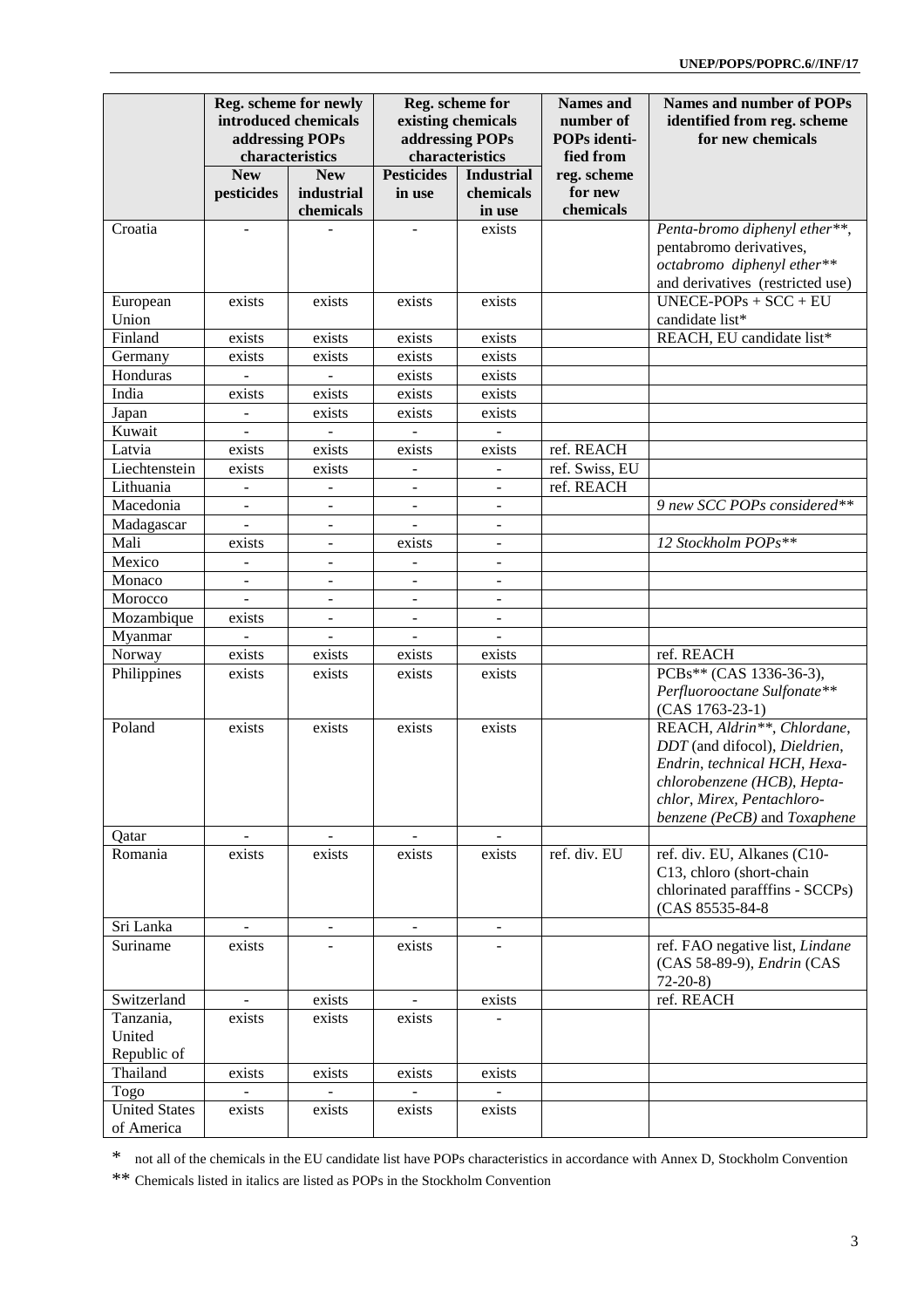| | Reg. scheme for newly introduced chemicals addressing POPs characteristics | | Reg. scheme for existing chemicals addressing POPs characteristics | | Names and number of POPs identified from reg. scheme for new chemicals | Names and number of POPs identified from reg. scheme for new chemicals |
|---|---|---|---|---|---|---|
| | New pesticides | New industrial chemicals | Pesticides in use | Industrial chemicals in use | | |
| Croatia | - | - | - | exists | | *Penta-bromo diphenyl ether***, pentabromo derivatives, *octabromo diphenyl ether*** and derivatives (restricted use) |
| European Union | exists | exists | exists | exists | | UNECE-POPs + SCC + EU candidate list* |
| Finland | exists | exists | exists | exists | | REACH, EU candidate list* |
| Germany | exists | exists | exists | exists | | |
| Honduras | - | - | exists | exists | | |
| India | exists | exists | exists | exists | | |
| Japan | - | exists | exists | exists | | |
| Kuwait | - | - | - | - | | |
| Latvia | exists | exists | exists | exists | ref. REACH | |
| Liechtenstein | exists | exists | - | - | ref. Swiss, EU | |
| Lithuania | - | - | - | - | ref. REACH | |
| Macedonia | - | - | - | - | | *9 new SCC POPs considered*** |
| Madagascar | - | - | - | - | | |
| Mali | exists | - | exists | - | | *12 Stockholm POPs*** |
| Mexico | - | - | - | - | | |
| Monaco | - | - | - | - | | |
| Morocco | - | - | - | - | | |
| Mozambique | exists | - | - | - | | |
| Myanmar | - | - | - | - | | |
| Norway | exists | exists | exists | exists | | ref. REACH |
| Philippines | exists | exists | exists | exists | | PCBs** (CAS 1336-36-3), *Perfluorooctane Sulfonate*** (CAS 1763-23-1) |
| Poland | exists | exists | exists | exists | | REACH, *Aldrin***, *Chlordane*, *DDT* (and difocol), *Dieldrien*, *Endrin*, *technical HCH*, *Hexa-chlorobenzene (HCB)*, *Hepta-chlor*, *Mirex*, *Pentachloro-benzene (PeCB)* and *Toxaphene* |
| Qatar | - | - | - | - | | |
| Romania | exists | exists | exists | exists | ref. div. EU | ref. div. EU, Alkanes (C10-C13, chloro (short-chain chlorinated parafffins - SCCPs) (CAS 85535-84-8 |
| Sri Lanka | - | - | - | - | | |
| Suriname | exists | - | exists | - | | ref. FAO negative list, *Lindane* (CAS 58-89-9), *Endrin* (CAS 72-20-8) |
| Switzerland | - | exists | - | exists | | ref. REACH |
| Tanzania, United Republic of | exists | exists | exists | - | | |
| Thailand | exists | exists | exists | exists | | |
| Togo | - | - | - | - | | |
| United States of America | exists | exists | exists | exists | | |

\* not all of the chemicals in the EU candidate list have POPs characteristics in accordance with Annex D, Stockholm Convention

\*\* Chemicals listed in italics are listed as POPs in the Stockholm Convention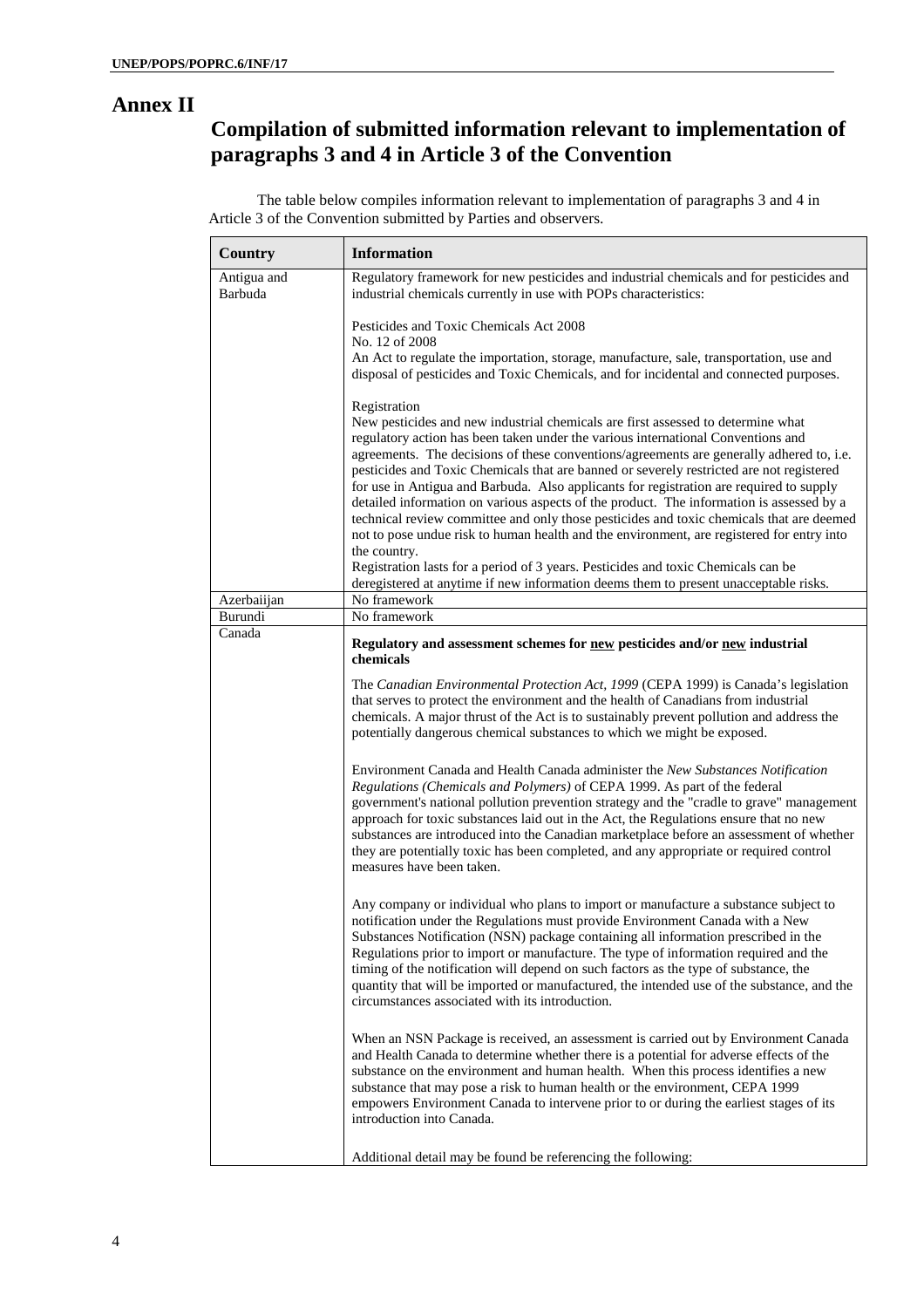# Annex II

## Compilation of submitted information relevant to implementation of paragraphs 3 and 4 in Article 3 of the Convention

The table below compiles information relevant to implementation of paragraphs 3 and 4 in Article 3 of the Convention submitted by Parties and observers.

| Country | Information |
|---|---|
| Antigua and Barbuda | Regulatory framework for new pesticides and industrial chemicals and for pesticides and industrial chemicals currently in use with POPs characteristics:<br><br>Pesticides and Toxic Chemicals Act 2008<br>No. 12 of 2008<br>An Act to regulate the importation, storage, manufacture, sale, transportation, use and disposal of pesticides and Toxic Chemicals, and for incidental and connected purposes.<br><br>Registration<br>New pesticides and new industrial chemicals are first assessed to determine what regulatory action has been taken under the various international Conventions and agreements. The decisions of these conventions/agreements are generally adhered to, i.e. pesticides and Toxic Chemicals that are banned or severely restricted are not registered for use in Antigua and Barbuda. Also applicants for registration are required to supply detailed information on various aspects of the product. The information is assessed by a technical review committee and only those pesticides and toxic chemicals that are deemed not to pose undue risk to human health and the environment, are registered for entry into the country.<br>Registration lasts for a period of 3 years. Pesticides and toxic Chemicals can be deregistered at anytime if new information deems them to present unacceptable risks. |
| Azerbaiijan | No framework |
| Burundi | No framework |
| Canada | **Regulatory and assessment schemes for new pesticides and/or new industrial chemicals**<br><br>The *Canadian Environmental Protection Act, 1999* (CEPA 1999) is Canada's legislation that serves to protect the environment and the health of Canadians from industrial chemicals. A major thrust of the Act is to sustainably prevent pollution and address the potentially dangerous chemical substances to which we might be exposed.<br><br>Environment Canada and Health Canada administer the *New Substances Notification Regulations (Chemicals and Polymers)* of CEPA 1999. As part of the federal government's national pollution prevention strategy and the "cradle to grave" management approach for toxic substances laid out in the Act, the Regulations ensure that no new substances are introduced into the Canadian marketplace before an assessment of whether they are potentially toxic has been completed, and any appropriate or required control measures have been taken.<br><br>Any company or individual who plans to import or manufacture a substance subject to notification under the Regulations must provide Environment Canada with a New Substances Notification (NSN) package containing all information prescribed in the Regulations prior to import or manufacture. The type of information required and the timing of the notification will depend on such factors as the type of substance, the quantity that will be imported or manufactured, the intended use of the substance, and the circumstances associated with its introduction.<br><br>When an NSN Package is received, an assessment is carried out by Environment Canada and Health Canada to determine whether there is a potential for adverse effects of the substance on the environment and human health. When this process identifies a new substance that may pose a risk to human health or the environment, CEPA 1999 empowers Environment Canada to intervene prior to or during the earliest stages of its introduction into Canada.<br><br>Additional detail may be found be referencing the following: |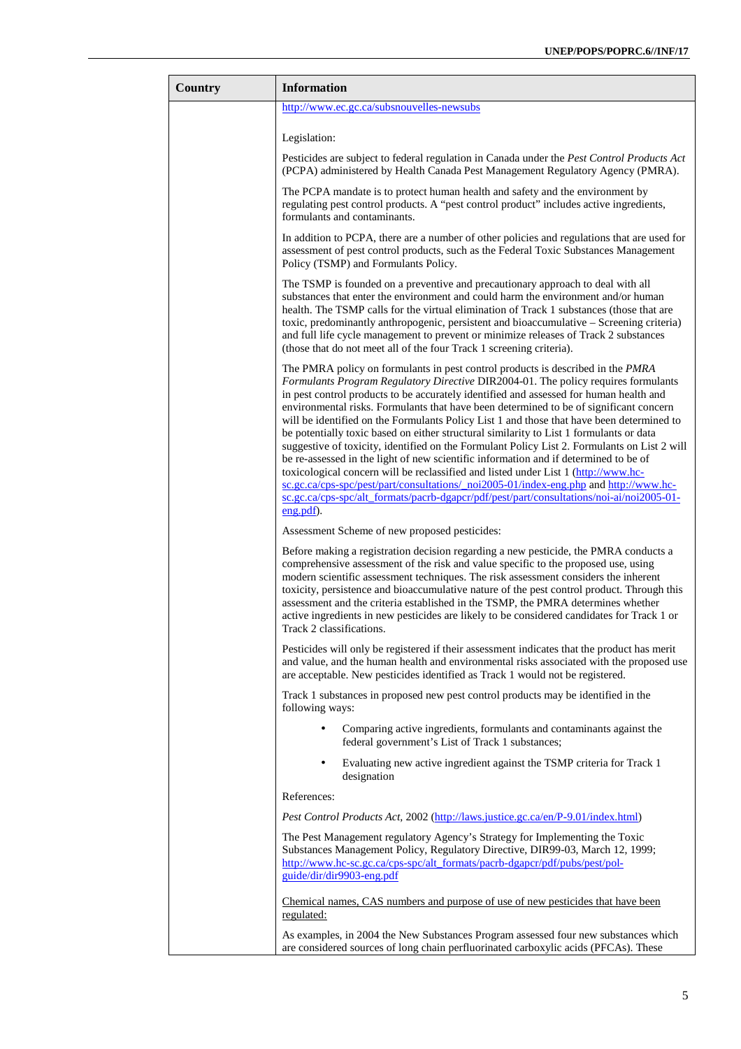| Country | Information |
| --- | --- |
| | http://www.ec.gc.ca/subsnouvelles-newsubs<br><br>Legislation:<br><br>Pesticides are subject to federal regulation in Canada under the *Pest Control Products Act* (PCPA) administered by Health Canada Pest Management Regulatory Agency (PMRA).<br><br>The PCPA mandate is to protect human health and safety and the environment by regulating pest control products. A "pest control product" includes active ingredients, formulants and contaminants.<br><br>In addition to PCPA, there are a number of other policies and regulations that are used for assessment of pest control products, such as the Federal Toxic Substances Management Policy (TSMP) and Formulants Policy.<br><br>The TSMP is founded on a preventive and precautionary approach to deal with all substances that enter the environment and could harm the environment and/or human health. The TSMP calls for the virtual elimination of Track 1 substances (those that are toxic, predominantly anthropogenic, persistent and bioaccumulative – Screening criteria) and full life cycle management to prevent or minimize releases of Track 2 substances (those that do not meet all of the four Track 1 screening criteria).<br><br>The PMRA policy on formulants in pest control products is described in the *PMRA Formulants Program Regulatory Directive* DIR2004-01. The policy requires formulants in pest control products to be accurately identified and assessed for human health and environmental risks. Formulants that have been determined to be of significant concern will be identified on the Formulants Policy List 1 and those that have been determined to be potentially toxic based on either structural similarity to List 1 formulants or data suggestive of toxicity, identified on the Formulant Policy List 2. Formulants on List 2 will be re-assessed in the light of new scientific information and if determined to be of toxicological concern will be reclassified and listed under List 1 (http://www.hc-sc.gc.ca/cps-spc/pest/part/consultations/_noi2005-01/index-eng.php and http://www.hc-sc.gc.ca/cps-spc/alt_formats/pacrb-dgapcr/pdf/pest/part/consultations/noi-ai/noi2005-01-eng.pdf).<br><br>Assessment Scheme of new proposed pesticides:<br><br>Before making a registration decision regarding a new pesticide, the PMRA conducts a comprehensive assessment of the risk and value specific to the proposed use, using modern scientific assessment techniques. The risk assessment considers the inherent toxicity, persistence and bioaccumulative nature of the pest control product. Through this assessment and the criteria established in the TSMP, the PMRA determines whether active ingredients in new pesticides are likely to be considered candidates for Track 1 or Track 2 classifications.<br><br>Pesticides will only be registered if their assessment indicates that the product has merit and value, and the human health and environmental risks associated with the proposed use are acceptable. New pesticides identified as Track 1 would not be registered.<br><br>Track 1 substances in proposed new pest control products may be identified in the following ways:<br><br>• Comparing active ingredients, formulants and contaminants against the federal government's List of Track 1 substances;<br><br>• Evaluating new active ingredient against the TSMP criteria for Track 1 designation<br><br>References:<br><br>*Pest Control Products Act*, 2002 (http://laws.justice.gc.ca/en/P-9.01/index.html)<br><br>The Pest Management regulatory Agency's Strategy for Implementing the Toxic Substances Management Policy, Regulatory Directive, DIR99-03, March 12, 1999; http://www.hc-sc.gc.ca/cps-spc/alt_formats/pacrb-dgapcr/pdf/pubs/pest/pol-guide/dir/dir9903-eng.pdf<br><br>Chemical names, CAS numbers and purpose of use of new pesticides that have been regulated:<br><br>As examples, in 2004 the New Substances Program assessed four new substances which are considered sources of long chain perfluorinated carboxylic acids (PFCAs). These |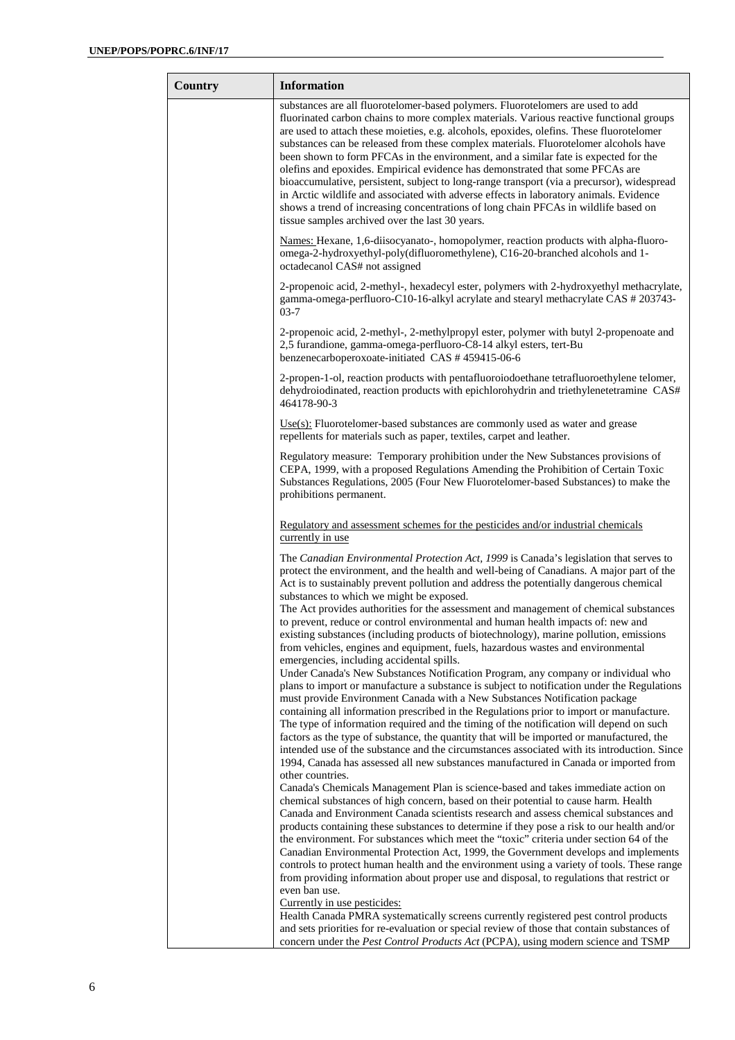| Country | Information |
|---|---|
| | substances are all fluorotelomer-based polymers. Fluorotelomers are used to add fluorinated carbon chains to more complex materials. Various reactive functional groups are used to attach these moieties, e.g. alcohols, epoxides, olefins. These fluorotelomer substances can be released from these complex materials. Fluorotelomer alcohols have been shown to form PFCAs in the environment, and a similar fate is expected for the olefins and epoxides. Empirical evidence has demonstrated that some PFCAs are bioaccumulative, persistent, subject to long-range transport (via a precursor), widespread in Arctic wildlife and associated with adverse effects in laboratory animals. Evidence shows a trend of increasing concentrations of long chain PFCAs in wildlife based on tissue samples archived over the last 30 years.<br><br>Names: Hexane, 1,6-diisocyanato-, homopolymer, reaction products with alpha-fluoro-omega-2-hydroxyethyl-poly(difluoromethylene), C16-20-branched alcohols and 1-octadecanol CAS# not assigned<br><br>2-propenoic acid, 2-methyl-, hexadecyl ester, polymers with 2-hydroxyethyl methacrylate, gamma-omega-perfluoro-C10-16-alkyl acrylate and stearyl methacrylate CAS # 203743-03-7<br><br>2-propenoic acid, 2-methyl-, 2-methylpropyl ester, polymer with butyl 2-propenoate and 2,5 furandione, gamma-omega-perfluoro-C8-14 alkyl esters, tert-Bu benzenecarboperoxoate-initiated CAS # 459415-06-6<br><br>2-propen-1-ol, reaction products with pentafluoroiodoethane tetrafluoroethylene telomer, dehydroiodinated, reaction products with epichlorohydrin and triethylenetetramine CAS# 464178-90-3<br><br>Use(s): Fluorotelomer-based substances are commonly used as water and grease repellents for materials such as paper, textiles, carpet and leather.<br><br>Regulatory measure: Temporary prohibition under the New Substances provisions of CEPA, 1999, with a proposed Regulations Amending the Prohibition of Certain Toxic Substances Regulations, 2005 (Four New Fluorotelomer-based Substances) to make the prohibitions permanent.<br><br>Regulatory and assessment schemes for the pesticides and/or industrial chemicals currently in use<br><br>The *Canadian Environmental Protection Act, 1999* is Canada's legislation that serves to protect the environment, and the health and well-being of Canadians. A major part of the Act is to sustainably prevent pollution and address the potentially dangerous chemical substances to which we might be exposed.<br>The Act provides authorities for the assessment and management of chemical substances to prevent, reduce or control environmental and human health impacts of: new and existing substances (including products of biotechnology), marine pollution, emissions from vehicles, engines and equipment, fuels, hazardous wastes and environmental emergencies, including accidental spills.<br>Under Canada's New Substances Notification Program, any company or individual who plans to import or manufacture a substance is subject to notification under the Regulations must provide Environment Canada with a New Substances Notification package containing all information prescribed in the Regulations prior to import or manufacture. The type of information required and the timing of the notification will depend on such factors as the type of substance, the quantity that will be imported or manufactured, the intended use of the substance and the circumstances associated with its introduction. Since 1994, Canada has assessed all new substances manufactured in Canada or imported from other countries.<br>Canada's Chemicals Management Plan is science-based and takes immediate action on chemical substances of high concern, based on their potential to cause harm. Health Canada and Environment Canada scientists research and assess chemical substances and products containing these substances to determine if they pose a risk to our health and/or the environment. For substances which meet the "toxic" criteria under section 64 of the Canadian Environmental Protection Act, 1999, the Government develops and implements controls to protect human health and the environment using a variety of tools. These range from providing information about proper use and disposal, to regulations that restrict or even ban use.<br>Currently in use pesticides:<br>Health Canada PMRA systematically screens currently registered pest control products and sets priorities for re-evaluation or special review of those that contain substances of concern under the *Pest Control Products Act* (PCPA), using modern science and TSMP |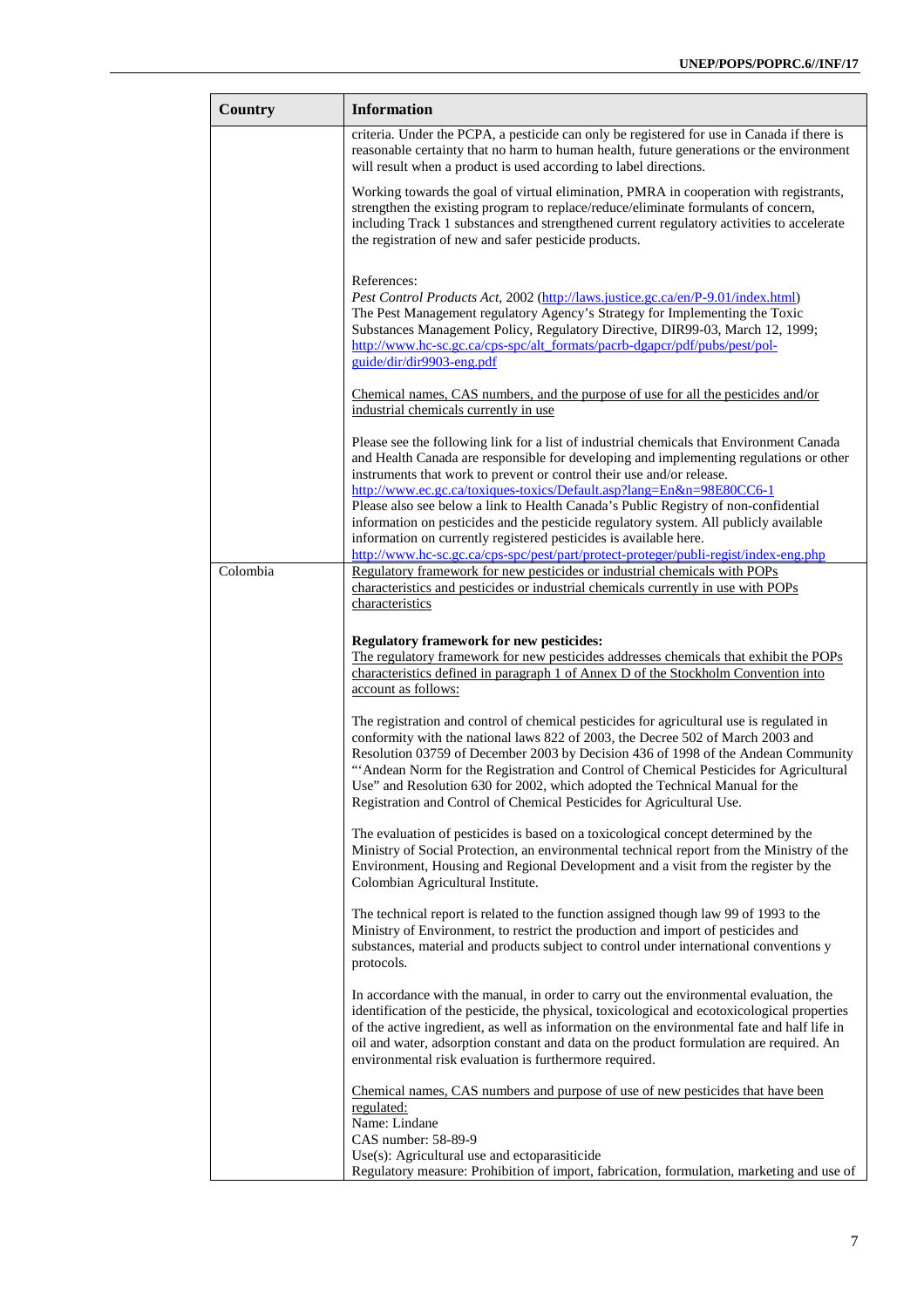| Country | Information |
|---|---|
| | criteria. Under the PCPA, a pesticide can only be registered for use in Canada if there is reasonable certainty that no harm to human health, future generations or the environment will result when a product is used according to label directions.<br><br>Working towards the goal of virtual elimination, PMRA in cooperation with registrants, strengthen the existing program to replace/reduce/eliminate formulants of concern, including Track 1 substances and strengthened current regulatory activities to accelerate the registration of new and safer pesticide products.<br><br>References:<br>*Pest Control Products Act*, 2002 (http://laws.justice.gc.ca/en/P-9.01/index.html)<br>The Pest Management regulatory Agency's Strategy for Implementing the Toxic Substances Management Policy, Regulatory Directive, DIR99-03, March 12, 1999; http://www.hc-sc.gc.ca/cps-spc/alt_formats/pacrb-dgapcr/pdf/pubs/pest/pol-guide/dir/dir9903-eng.pdf<br><br>Chemical names, CAS numbers, and the purpose of use for all the pesticides and/or industrial chemicals currently in use<br><br>Please see the following link for a list of industrial chemicals that Environment Canada and Health Canada are responsible for developing and implementing regulations or other instruments that work to prevent or control their use and/or release.<br>http://www.ec.gc.ca/toxiques-toxics/Default.asp?lang=En&n=98E80CC6-1<br>Please also see below a link to Health Canada's Public Registry of non-confidential information on pesticides and the pesticide regulatory system. All publicly available information on currently registered pesticides is available here.<br>http://www.hc-sc.gc.ca/cps-spc/pest/part/protect-proteger/publi-regist/index-eng.php |
| Colombia | Regulatory framework for new pesticides or industrial chemicals with POPs characteristics and pesticides or industrial chemicals currently in use with POPs characteristics<br><br>**Regulatory framework for new pesticides:**<br>The regulatory framework for new pesticides addresses chemicals that exhibit the POPs characteristics defined in paragraph 1 of Annex D of the Stockholm Convention into account as follows:<br><br>The registration and control of chemical pesticides for agricultural use is regulated in conformity with the national laws 822 of 2003, the Decree 502 of March 2003 and Resolution 03759 of December 2003 by Decision 436 of 1998 of the Andean Community "'Andean Norm for the Registration and Control of Chemical Pesticides for Agricultural Use" and Resolution 630 for 2002, which adopted the Technical Manual for the Registration and Control of Chemical Pesticides for Agricultural Use.<br><br>The evaluation of pesticides is based on a toxicological concept determined by the Ministry of Social Protection, an environmental technical report from the Ministry of the Environment, Housing and Regional Development and a visit from the register by the Colombian Agricultural Institute.<br><br>The technical report is related to the function assigned though law 99 of 1993 to the Ministry of Environment, to restrict the production and import of pesticides and substances, material and products subject to control under international conventions y protocols.<br><br>In accordance with the manual, in order to carry out the environmental evaluation, the identification of the pesticide, the physical, toxicological and ecotoxicological properties of the active ingredient, as well as information on the environmental fate and half life in oil and water, adsorption constant and data on the product formulation are required. An environmental risk evaluation is furthermore required.<br><br>Chemical names, CAS numbers and purpose of use of new pesticides that have been regulated:<br>Name: Lindane<br>CAS number: 58-89-9<br>Use(s): Agricultural use and ectoparasiticide<br>Regulatory measure: Prohibition of import, fabrication, formulation, marketing and use of |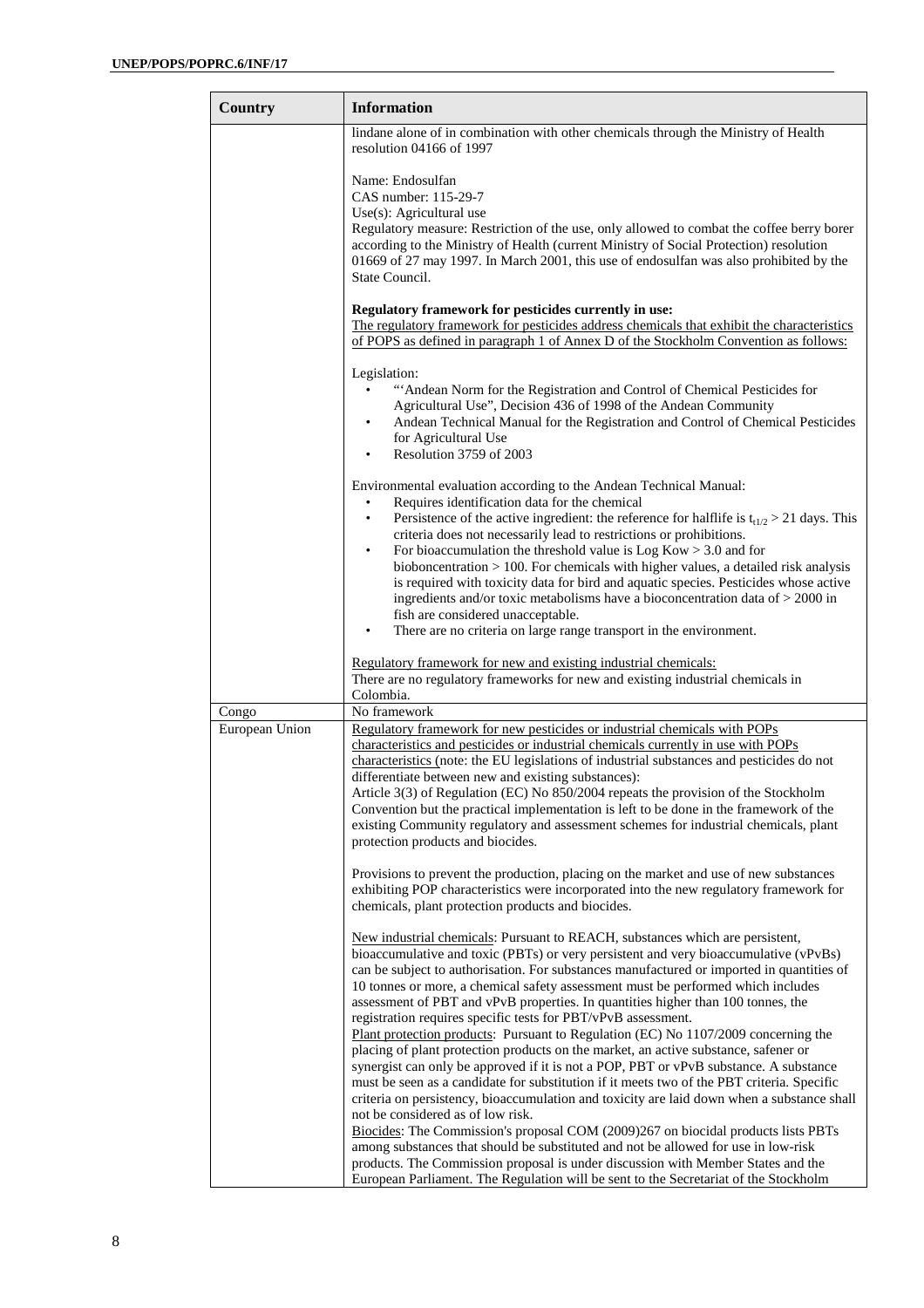| Country | Information |
| --- | --- |
| | lindane alone of in combination with other chemicals through the Ministry of Health resolution 04166 of 1997<br><br>Name: Endosulfan<br>CAS number: 115-29-7<br>Use(s): Agricultural use<br>Regulatory measure: Restriction of the use, only allowed to combat the coffee berry borer according to the Ministry of Health (current Ministry of Social Protection) resolution 01669 of 27 may 1997. In March 2001, this use of endosulfan was also prohibited by the State Council.<br><br>**Regulatory framework for pesticides currently in use:**<br>The regulatory framework for pesticides address chemicals that exhibit the characteristics of POPS as defined in paragraph 1 of Annex D of the Stockholm Convention as follows:<br><br>Legislation:<br>• "'Andean Norm for the Registration and Control of Chemical Pesticides for Agricultural Use", Decision 436 of 1998 of the Andean Community<br>• Andean Technical Manual for the Registration and Control of Chemical Pesticides for Agricultural Use<br>• Resolution 3759 of 2003<br><br>Environmental evaluation according to the Andean Technical Manual:<br>• Requires identification data for the chemical<br>• Persistence of the active ingredient: the reference for halflife is $t_{t1/2} > 21$ days. This criteria does not necessarily lead to restrictions or prohibitions.<br>• For bioaccumulation the threshold value is Log Kow > 3.0 and for bioboncentration > 100. For chemicals with higher values, a detailed risk analysis is required with toxicity data for bird and aquatic species. Pesticides whose active ingredients and/or toxic metabolisms have a bioconcentration data of > 2000 in fish are considered unacceptable.<br>• There are no criteria on large range transport in the environment.<br><br>Regulatory framework for new and existing industrial chemicals:<br>There are no regulatory frameworks for new and existing industrial chemicals in Colombia. |
| Congo | No framework |
| European Union | Regulatory framework for new pesticides or industrial chemicals with POPs characteristics and pesticides or industrial chemicals currently in use with POPs characteristics (note: the EU legislations of industrial substances and pesticides do not differentiate between new and existing substances):<br>Article 3(3) of Regulation (EC) No 850/2004 repeats the provision of the Stockholm Convention but the practical implementation is left to be done in the framework of the existing Community regulatory and assessment schemes for industrial chemicals, plant protection products and biocides.<br><br>Provisions to prevent the production, placing on the market and use of new substances exhibiting POP characteristics were incorporated into the new regulatory framework for chemicals, plant protection products and biocides.<br><br>New industrial chemicals: Pursuant to REACH, substances which are persistent, bioaccumulative and toxic (PBTs) or very persistent and very bioaccumulative (vPvBs) can be subject to authorisation. For substances manufactured or imported in quantities of 10 tonnes or more, a chemical safety assessment must be performed which includes assessment of PBT and vPvB properties. In quantities higher than 100 tonnes, the registration requires specific tests for PBT/vPvB assessment.<br>Plant protection products: Pursuant to Regulation (EC) No 1107/2009 concerning the placing of plant protection products on the market, an active substance, safener or synergist can only be approved if it is not a POP, PBT or vPvB substance. A substance must be seen as a candidate for substitution if it meets two of the PBT criteria. Specific criteria on persistency, bioaccumulation and toxicity are laid down when a substance shall not be considered as of low risk.<br>Biocides: The Commission's proposal COM (2009)267 on biocidal products lists PBTs among substances that should be substituted and not be allowed for use in low-risk products. The Commission proposal is under discussion with Member States and the European Parliament. The Regulation will be sent to the Secretariat of the Stockholm |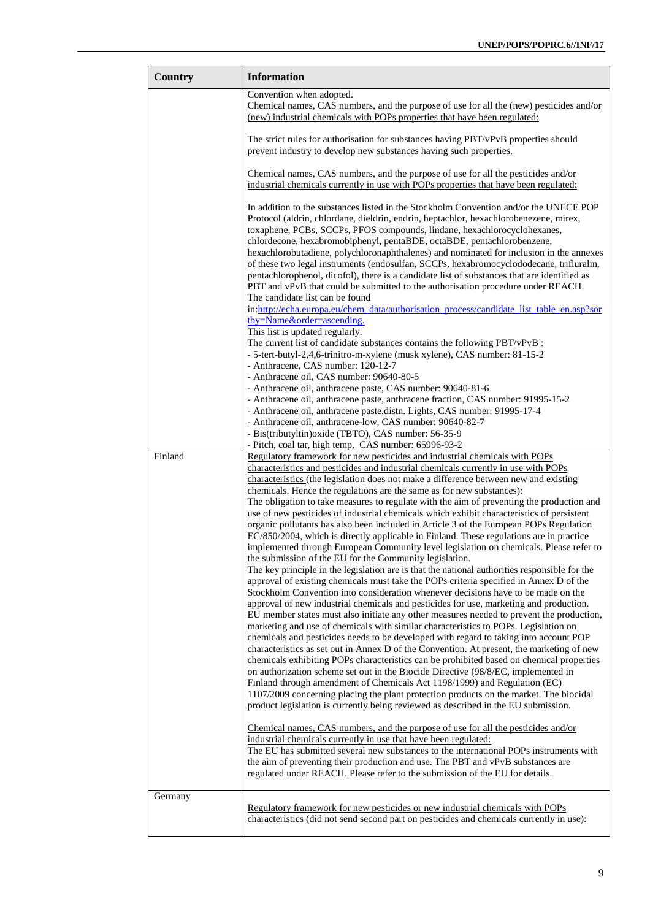| Country | Information |
|---|---|
| | Convention when adopted.<br>Chemical names, CAS numbers, and the purpose of use for all the (new) pesticides and/or (new) industrial chemicals with POPs properties that have been regulated:<br><br>The strict rules for authorisation for substances having PBT/vPvB properties should prevent industry to develop new substances having such properties.<br><br>Chemical names, CAS numbers, and the purpose of use for all the pesticides and/or industrial chemicals currently in use with POPs properties that have been regulated:<br><br>In addition to the substances listed in the Stockholm Convention and/or the UNECE POP Protocol (aldrin, chlordane, dieldrin, endrin, heptachlor, hexachlorobenezene, mirex, toxaphene, PCBs, SCCPs, PFOS compounds, lindane, hexachlorocyclohexanes, chlordecone, hexabromobiphenyl, pentaBDE, octaBDE, pentachlorobenzene, hexachlorobutadiene, polychloronaphthalenes) and nominated for inclusion in the annexes of these two legal instruments (endosulfan, SCCPs, hexabromocyclododecane, trifluralin, pentachlorophenol, dicofol), there is a candidate list of substances that are identified as PBT and vPvB that could be submitted to the authorisation procedure under REACH. The candidate list can be found in:http://echa.europa.eu/chem_data/authorisation_process/candidate_list_table_en.asp?sortby=Name&order=ascending.<br>This list is updated regularly.<br>The current list of candidate substances contains the following PBT/vPvB :<br>- 5-tert-butyl-2,4,6-trinitro-m-xylene (musk xylene), CAS number: 81-15-2<br>- Anthracene, CAS number: 120-12-7<br>- Anthracene oil, CAS number: 90640-80-5<br>- Anthracene oil, anthracene paste, CAS number: 90640-81-6<br>- Anthracene oil, anthracene paste, anthracene fraction, CAS number: 91995-15-2<br>- Anthracene oil, anthracene paste,distn. Lights, CAS number: 91995-17-4<br>- Anthracene oil, anthracene-low, CAS number: 90640-82-7<br>- Bis(tributyltin)oxide (TBTO), CAS number: 56-35-9<br>- Pitch, coal tar, high temp, CAS number: 65996-93-2 |
| Finland | Regulatory framework for new pesticides and industrial chemicals with POPs characteristics and pesticides and industrial chemicals currently in use with POPs characteristics (the legislation does not make a difference between new and existing chemicals. Hence the regulations are the same as for new substances):<br>The obligation to take measures to regulate with the aim of preventing the production and use of new pesticides of industrial chemicals which exhibit characteristics of persistent organic pollutants has also been included in Article 3 of the European POPs Regulation EC/850/2004, which is directly applicable in Finland. These regulations are in practice implemented through European Community level legislation on chemicals. Please refer to the submission of the EU for the Community legislation.<br>The key principle in the legislation are is that the national authorities responsible for the approval of existing chemicals must take the POPs criteria specified in Annex D of the Stockholm Convention into consideration whenever decisions have to be made on the approval of new industrial chemicals and pesticides for use, marketing and production. EU member states must also initiate any other measures needed to prevent the production, marketing and use of chemicals with similar characteristics to POPs. Legislation on chemicals and pesticides needs to be developed with regard to taking into account POP characteristics as set out in Annex D of the Convention. At present, the marketing of new chemicals exhibiting POPs characteristics can be prohibited based on chemical properties on authorization scheme set out in the Biocide Directive (98/8/EC, implemented in Finland through amendment of Chemicals Act 1198/1999) and Regulation (EC) 1107/2009 concerning placing the plant protection products on the market. The biocidal product legislation is currently being reviewed as described in the EU submission.<br><br>Chemical names, CAS numbers, and the purpose of use for all the pesticides and/or industrial chemicals currently in use that have been regulated:<br>The EU has submitted several new substances to the international POPs instruments with the aim of preventing their production and use. The PBT and vPvB substances are regulated under REACH. Please refer to the submission of the EU for details. |
| Germany | Regulatory framework for new pesticides or new industrial chemicals with POPs characteristics (did not send second part on pesticides and chemicals currently in use): |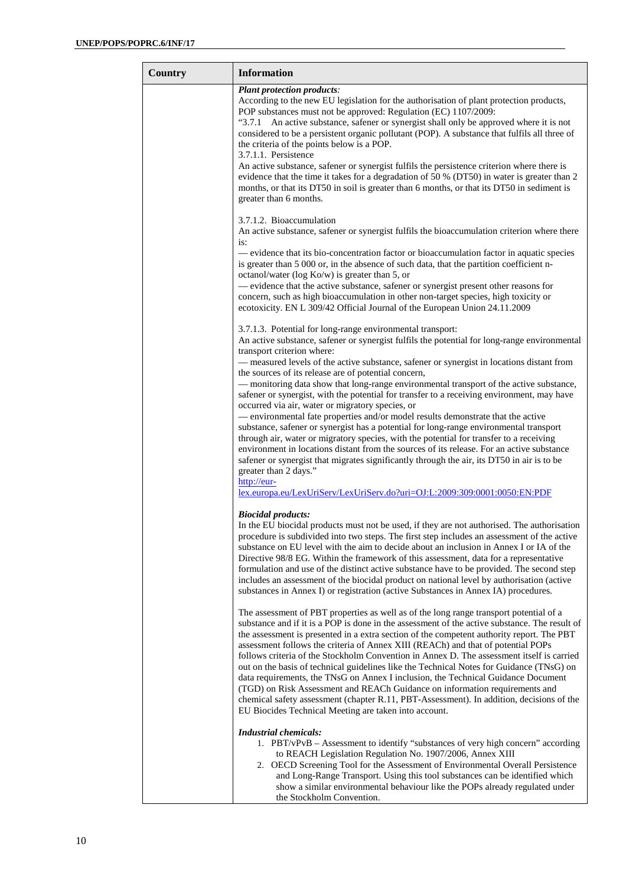| Country | Information |
| --- | --- |
| | ***Plant protection products**:*<br>According to the new EU legislation for the authorisation of plant protection products, POP substances must not be approved: Regulation (EC) 1107/2009:<br>“3.7.1 An active substance, safener or synergist shall only be approved where it is not considered to be a persistent organic pollutant (POP). A substance that fulfils all three of the criteria of the points below is a POP.<br>3.7.1.1. Persistence<br>An active substance, safener or synergist fulfils the persistence criterion where there is evidence that the time it takes for a degradation of 50 % (DT50) in water is greater than 2 months, or that its DT50 in soil is greater than 6 months, or that its DT50 in sediment is greater than 6 months.<br><br>3.7.1.2. Bioaccumulation<br>An active substance, safener or synergist fulfils the bioaccumulation criterion where there is:<br>— evidence that its bio-concentration factor or bioaccumulation factor in aquatic species is greater than 5 000 or, in the absence of such data, that the partition coefficient n-octanol/water (log Ko/w) is greater than 5, or<br>— evidence that the active substance, safener or synergist present other reasons for concern, such as high bioaccumulation in other non-target species, high toxicity or ecotoxicity. EN L 309/42 Official Journal of the European Union 24.11.2009<br><br>3.7.1.3. Potential for long-range environmental transport:<br>An active substance, safener or synergist fulfils the potential for long-range environmental transport criterion where:<br>— measured levels of the active substance, safener or synergist in locations distant from the sources of its release are of potential concern,<br>— monitoring data show that long-range environmental transport of the active substance, safener or synergist, with the potential for transfer to a receiving environment, may have occurred via air, water or migratory species, or<br>— environmental fate properties and/or model results demonstrate that the active substance, safener or synergist has a potential for long-range environmental transport through air, water or migratory species, with the potential for transfer to a receiving environment in locations distant from the sources of its release. For an active substance, safener or synergist that migrates significantly through the air, its DT50 in air is to be greater than 2 days.”<br>http://eur-lex.europa.eu/LexUriServ/LexUriServ.do?uri=OJ:L:2009:309:0001:0050:EN:PDF<br><br>***Biocidal products:***<br>In the EU biocidal products must not be used, if they are not authorised. The authorisation procedure is subdivided into two steps. The first step includes an assessment of the active substance on EU level with the aim to decide about an inclusion in Annex I or IA of the Directive 98/8 EG. Within the framework of this assessment, data for a representative formulation and use of the distinct active substance have to be provided. The second step includes an assessment of the biocidal product on national level by authorisation (active substances in Annex I) or registration (active Substances in Annex IA) procedures.<br><br>The assessment of PBT properties as well as of the long range transport potential of a substance and if it is a POP is done in the assessment of the active substance. The result of the assessment is presented in a extra section of the competent authority report. The PBT assessment follows the criteria of Annex XIII (REACh) and that of potential POPs follows criteria of the Stockholm Convention in Annex D. The assessment itself is carried out on the basis of technical guidelines like the Technical Notes for Guidance (TNsG) on data requirements, the TNsG on Annex I inclusion, the Technical Guidance Document (TGD) on Risk Assessment and REACh Guidance on information requirements and chemical safety assessment (chapter R.11, PBT-Assessment). In addition, decisions of the EU Biocides Technical Meeting are taken into account.<br><br>***Industrial chemicals:***<br>1. PBT/vPvB – Assessment to identify “substances of very high concern” according to REACH Legislation Regulation No. 1907/2006, Annex XIII<br>2. OECD Screening Tool for the Assessment of Environmental Overall Persistence and Long-Range Transport. Using this tool substances can be identified which show a similar environmental behaviour like the POPs already regulated under the Stockholm Convention. |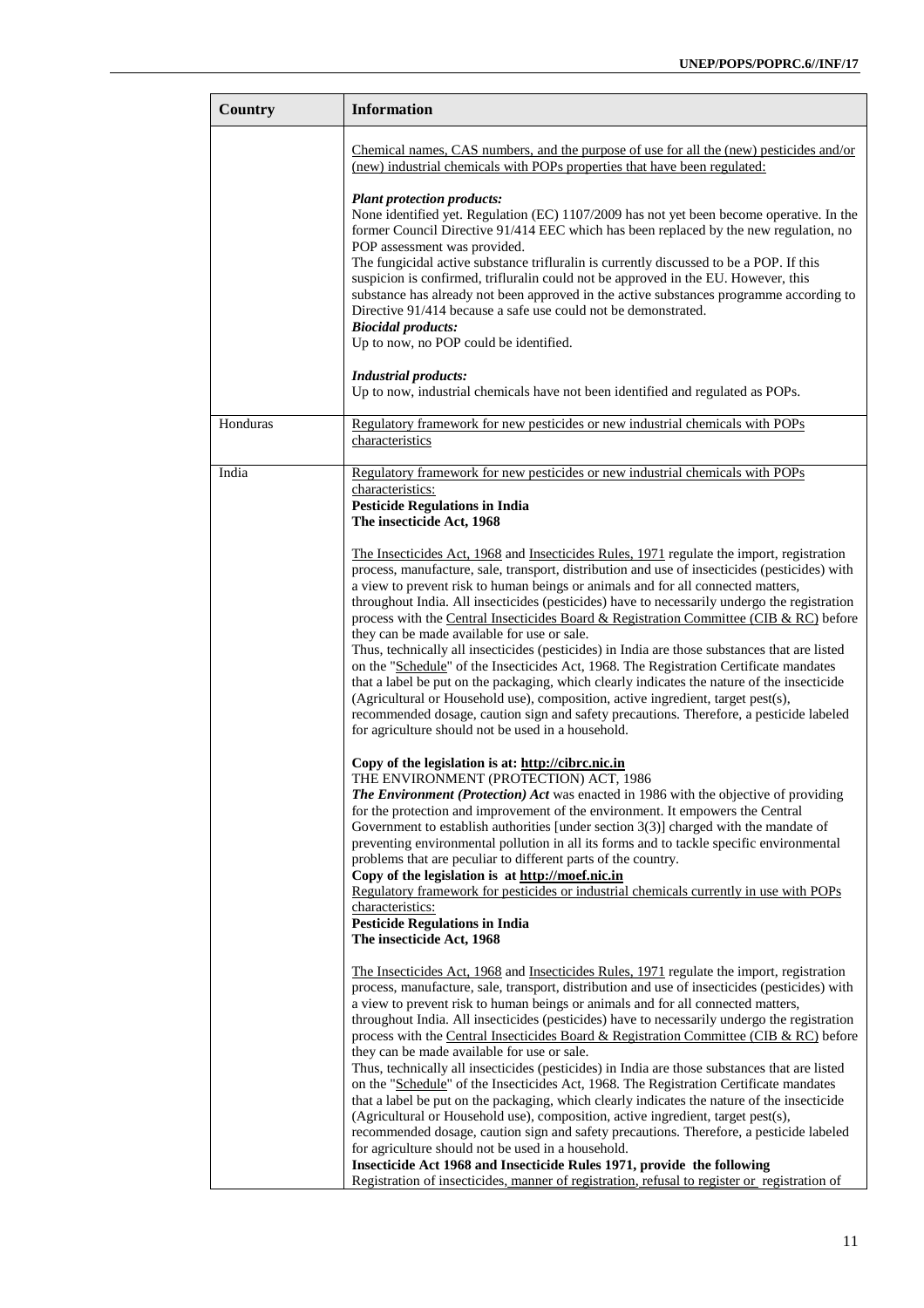| Country | Information |
| --- | --- |
| | Chemical names, CAS numbers, and the purpose of use for all the (new) pesticides and/or (new) industrial chemicals with POPs properties that have been regulated:<br><br>***Plant protection products:***<br>None identified yet. Regulation (EC) 1107/2009 has not yet been become operative. In the former Council Directive 91/414 EEC which has been replaced by the new regulation, no POP assessment was provided.<br>The fungicidal active substance trifluralin is currently discussed to be a POP. If this suspicion is confirmed, trifluralin could not be approved in the EU. However, this substance has already not been approved in the active substances programme according to Directive 91/414 because a safe use could not be demonstrated.<br>***Biocidal products:***<br>Up to now, no POP could be identified.<br><br>***Industrial products:***<br>Up to now, industrial chemicals have not been identified and regulated as POPs. |
| Honduras | Regulatory framework for new pesticides or new industrial chemicals with POPs characteristics |
| India | Regulatory framework for new pesticides or new industrial chemicals with POPs characteristics:<br>**Pesticide Regulations in India**<br>**The insecticide Act, 1968**<br><br>The Insecticides Act, 1968 and Insecticides Rules, 1971 regulate the import, registration process, manufacture, sale, transport, distribution and use of insecticides (pesticides) with a view to prevent risk to human beings or animals and for all connected matters, throughout India. All insecticides (pesticides) have to necessarily undergo the registration process with the Central Insecticides Board & Registration Committee (CIB & RC) before they can be made available for use or sale.<br>Thus, technically all insecticides (pesticides) in India are those substances that are listed on the "Schedule" of the Insecticides Act, 1968. The Registration Certificate mandates that a label be put on the packaging, which clearly indicates the nature of the insecticide (Agricultural or Household use), composition, active ingredient, target pest(s), recommended dosage, caution sign and safety precautions. Therefore, a pesticide labeled for agriculture should not be used in a household.<br><br>**Copy of the legislation is at: http://cibrc.nic.in**<br>THE ENVIRONMENT (PROTECTION) ACT, 1986<br>***The Environment (Protection) Act*** was enacted in 1986 with the objective of providing for the protection and improvement of the environment. It empowers the Central Government to establish authorities [under section 3(3)] charged with the mandate of preventing environmental pollution in all its forms and to tackle specific environmental problems that are peculiar to different parts of the country.<br>**Copy of the legislation is at http://moef.nic.in**<br>Regulatory framework for pesticides or industrial chemicals currently in use with POPs characteristics:<br>**Pesticide Regulations in India**<br>**The insecticide Act, 1968**<br><br>The Insecticides Act, 1968 and Insecticides Rules, 1971 regulate the import, registration process, manufacture, sale, transport, distribution and use of insecticides (pesticides) with a view to prevent risk to human beings or animals and for all connected matters, throughout India. All insecticides (pesticides) have to necessarily undergo the registration process with the Central Insecticides Board & Registration Committee (CIB & RC) before they can be made available for use or sale.<br>Thus, technically all insecticides (pesticides) in India are those substances that are listed on the "Schedule" of the Insecticides Act, 1968. The Registration Certificate mandates that a label be put on the packaging, which clearly indicates the nature of the insecticide (Agricultural or Household use), composition, active ingredient, target pest(s), recommended dosage, caution sign and safety precautions. Therefore, a pesticide labeled for agriculture should not be used in a household.<br>**Insecticide Act 1968 and Insecticide Rules 1971, provide the following**<br>Registration of insecticides, manner of registration, refusal to register or registration of |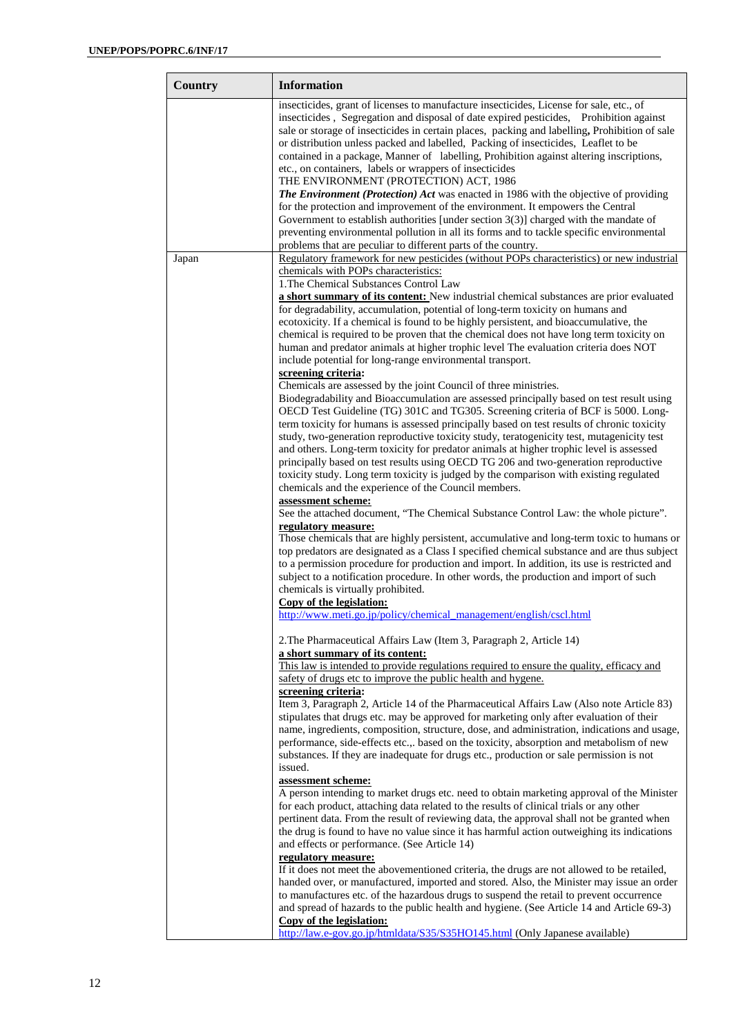| Country | Information |
|---|---|
| | insecticides, grant of licenses to manufacture insecticides, License for sale, etc., of insecticides , Segregation and disposal of date expired pesticides, Prohibition against sale or storage of insecticides in certain places, packing and labelling**,** Prohibition of sale or distribution unless packed and labelled, Packing of insecticides, Leaflet to be contained in a package, Manner of labelling, Prohibition against altering inscriptions, etc., on containers, labels or wrappers of insecticides<br>THE ENVIRONMENT (PROTECTION) ACT, 1986<br>***The Environment (Protection) Act*** was enacted in 1986 with the objective of providing for the protection and improvement of the environment. It empowers the Central Government to establish authorities [under section 3(3)] charged with the mandate of preventing environmental pollution in all its forms and to tackle specific environmental problems that are peculiar to different parts of the country. |
| Japan | Regulatory framework for new pesticides (without POPs characteristics) or new industrial chemicals with POPs characteristics:<br>1.The Chemical Substances Control Law<br>**a short summary of its content:** New industrial chemical substances are prior evaluated for degradability, accumulation, potential of long-term toxicity on humans and ecotoxicity. If a chemical is found to be highly persistent, and bioaccumulative, the chemical is required to be proven that the chemical does not have long term toxicity on human and predator animals at higher trophic level The evaluation criteria does NOT include potential for long-range environmental transport.<br>**screening criteria:**<br>Chemicals are assessed by the joint Council of three ministries.<br>Biodegradability and Bioaccumulation are assessed principally based on test result using OECD Test Guideline (TG) 301C and TG305. Screening criteria of BCF is 5000. Long-term toxicity for humans is assessed principally based on test results of chronic toxicity study, two-generation reproductive toxicity study, teratogenicity test, mutagenicity test and others. Long-term toxicity for predator animals at higher trophic level is assessed principally based on test results using OECD TG 206 and two-generation reproductive toxicity study. Long term toxicity is judged by the comparison with existing regulated chemicals and the experience of the Council members.<br>**assessment scheme:**<br>See the attached document, "The Chemical Substance Control Law: the whole picture".<br>**regulatory measure:**<br>Those chemicals that are highly persistent, accumulative and long-term toxic to humans or top predators are designated as a Class I specified chemical substance and are thus subject to a permission procedure for production and import. In addition, its use is restricted and subject to a notification procedure. In other words, the production and import of such chemicals is virtually prohibited.<br>**Copy of the legislation:**<br>http://www.meti.go.jp/policy/chemical_management/english/cscl.html<br><br>2.The Pharmaceutical Affairs Law (Item 3, Paragraph 2, Article 14)<br>**a short summary of its content:**<br>This law is intended to provide regulations required to ensure the quality, efficacy and safety of drugs etc to improve the public health and hygene.<br>**screening criteria:**<br>Item 3, Paragraph 2, Article 14 of the Pharmaceutical Affairs Law (Also note Article 83) stipulates that drugs etc. may be approved for marketing only after evaluation of their name, ingredients, composition, structure, dose, and administration, indications and usage, performance, side-effects etc.,. based on the toxicity, absorption and metabolism of new substances. If they are inadequate for drugs etc., production or sale permission is not issued.<br>**assessment scheme:**<br>A person intending to market drugs etc. need to obtain marketing approval of the Minister for each product, attaching data related to the results of clinical trials or any other pertinent data. From the result of reviewing data, the approval shall not be granted when the drug is found to have no value since it has harmful action outweighing its indications and effects or performance. (See Article 14)<br>**regulatory measure:**<br>If it does not meet the abovementioned criteria, the drugs are not allowed to be retailed, handed over, or manufactured, imported and stored. Also, the Minister may issue an order to manufactures etc. of the hazardous drugs to suspend the retail to prevent occurrence and spread of hazards to the public health and hygiene. (See Article 14 and Article 69-3)<br>**Copy of the legislation:**<br>http://law.e-gov.go.jp/htmldata/S35/S35HO145.html (Only Japanese available) |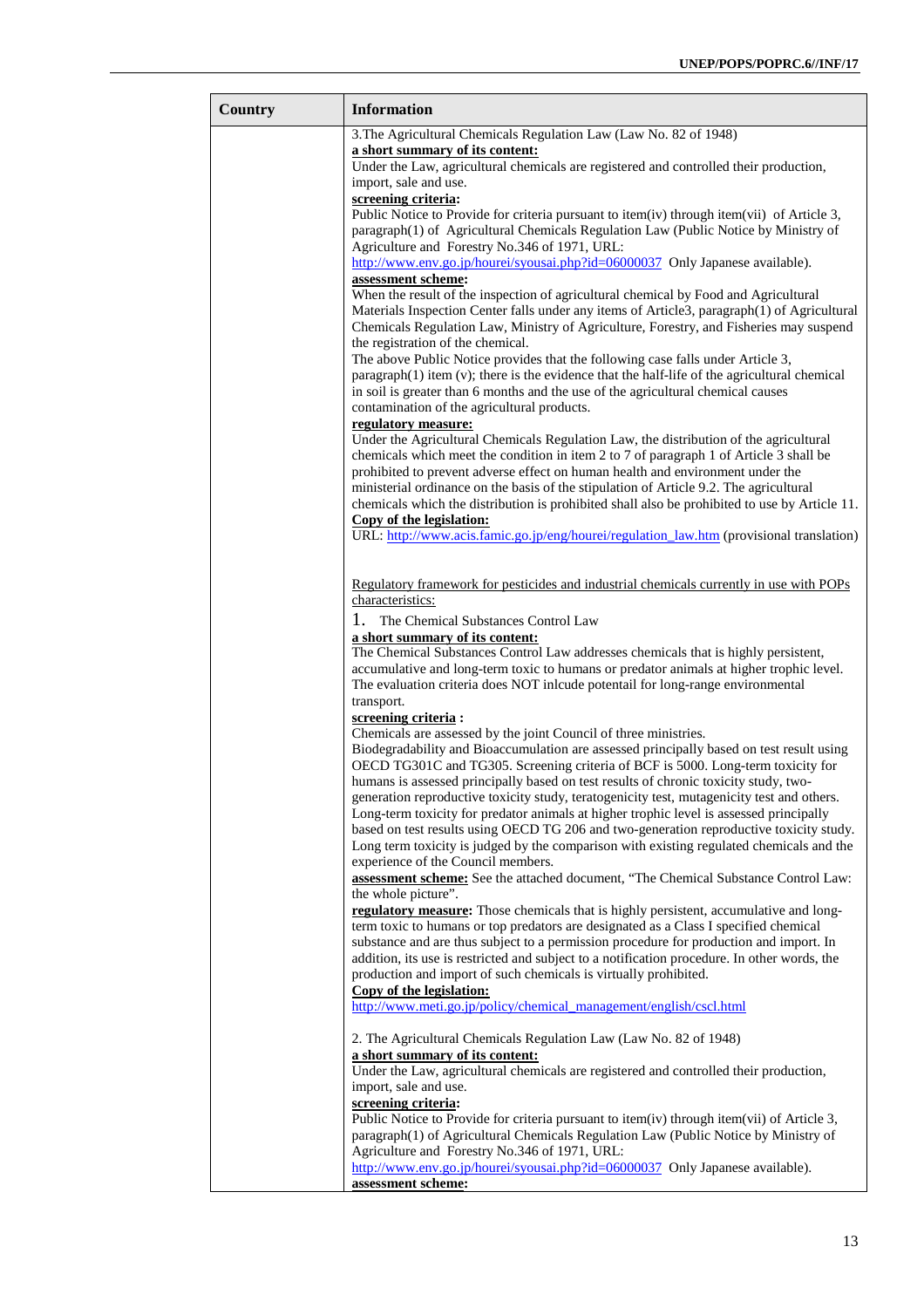| Country | Information |
|---|---|
| | 3.The Agricultural Chemicals Regulation Law (Law No. 82 of 1948)<br>**a short summary of its content:**<br>Under the Law, agricultural chemicals are registered and controlled their production, import, sale and use.<br>**screening criteria:**<br>Public Notice to Provide for criteria pursuant to item(iv) through item(vii) of Article 3, paragraph(1) of Agricultural Chemicals Regulation Law (Public Notice by Ministry of Agriculture and Forestry No.346 of 1971, URL: http://www.env.go.jp/hourei/syousai.php?id=06000037 Only Japanese available).<br>**assessment scheme:**<br>When the result of the inspection of agricultural chemical by Food and Agricultural Materials Inspection Center falls under any items of Article3, paragraph(1) of Agricultural Chemicals Regulation Law, Ministry of Agriculture, Forestry, and Fisheries may suspend the registration of the chemical.<br>The above Public Notice provides that the following case falls under Article 3, paragraph(1) item (v); there is the evidence that the half-life of the agricultural chemical in soil is greater than 6 months and the use of the agricultural chemical causes contamination of the agricultural products.<br>**regulatory measure:**<br>Under the Agricultural Chemicals Regulation Law, the distribution of the agricultural chemicals which meet the condition in item 2 to 7 of paragraph 1 of Article 3 shall be prohibited to prevent adverse effect on human health and environment under the ministerial ordinance on the basis of the stipulation of Article 9.2. The agricultural chemicals which the distribution is prohibited shall also be prohibited to use by Article 11.<br>**Copy of the legislation:**<br>URL: http://www.acis.famic.go.jp/eng/hourei/regulation_law.htm (provisional translation)<br><br>Regulatory framework for pesticides and industrial chemicals currently in use with POPs characteristics:<br>1. The Chemical Substances Control Law<br>**a short summary of its content:**<br>The Chemical Substances Control Law addresses chemicals that is highly persistent, accumulative and long-term toxic to humans or predator animals at higher trophic level. The evaluation criteria does NOT inlcude potentail for long-range environmental transport.<br>**screening criteria :**<br>Chemicals are assessed by the joint Council of three ministries.<br>Biodegradability and Bioaccumulation are assessed principally based on test result using OECD TG301C and TG305. Screening criteria of BCF is 5000. Long-term toxicity for humans is assessed principally based on test results of chronic toxicity study, two-generation reproductive toxicity study, teratogenicity test, mutagenicity test and others. Long-term toxicity for predator animals at higher trophic level is assessed principally based on test results using OECD TG 206 and two-generation reproductive toxicity study. Long term toxicity is judged by the comparison with existing regulated chemicals and the experience of the Council members.<br>**assessment scheme:** See the attached document, "The Chemical Substance Control Law: the whole picture".<br>**regulatory measure:** Those chemicals that is highly persistent, accumulative and long-term toxic to humans or top predators are designated as a Class I specified chemical substance and are thus subject to a permission procedure for production and import. In addition, its use is restricted and subject to a notification procedure. In other words, the production and import of such chemicals is virtually prohibited.<br>**Copy of the legislation:**<br>http://www.meti.go.jp/policy/chemical_management/english/cscl.html<br><br>2. The Agricultural Chemicals Regulation Law (Law No. 82 of 1948)<br>**a short summary of its content:**<br>Under the Law, agricultural chemicals are registered and controlled their production, import, sale and use.<br>**screening criteria:**<br>Public Notice to Provide for criteria pursuant to item(iv) through item(vii) of Article 3, paragraph(1) of Agricultural Chemicals Regulation Law (Public Notice by Ministry of Agriculture and Forestry No.346 of 1971, URL: http://www.env.go.jp/hourei/syousai.php?id=06000037 Only Japanese available).<br>**assessment scheme:** |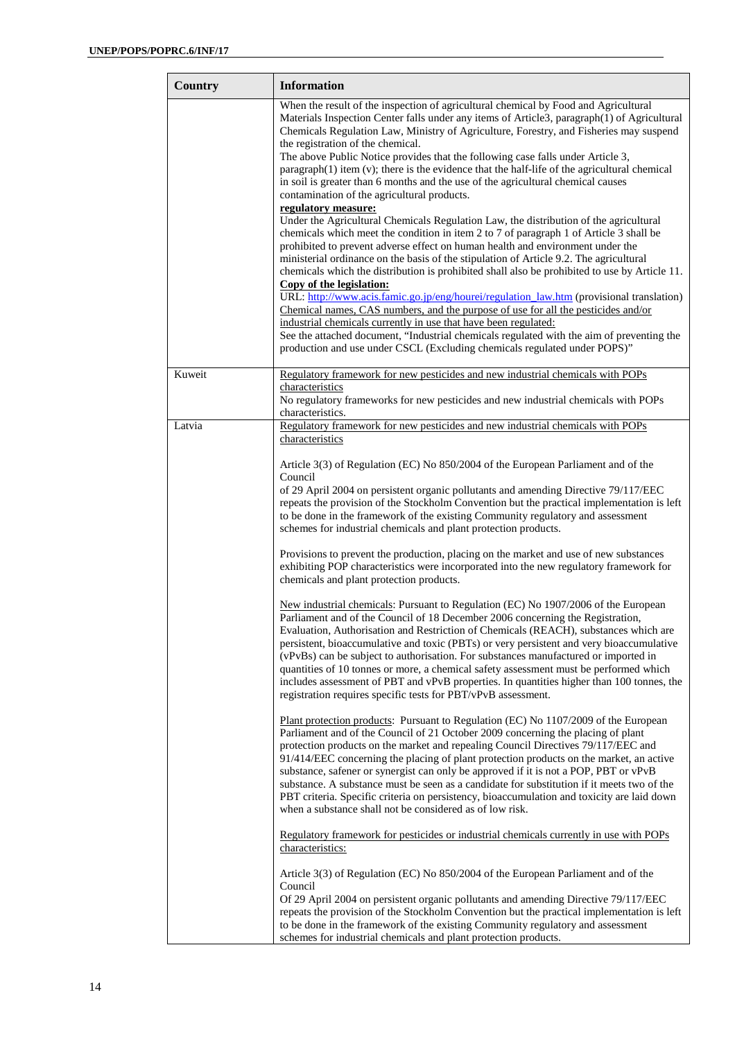| Country | Information |
|---|---|
| | When the result of the inspection of agricultural chemical by Food and Agricultural Materials Inspection Center falls under any items of Article3, paragraph(1) of Agricultural Chemicals Regulation Law, Ministry of Agriculture, Forestry, and Fisheries may suspend the registration of the chemical.<br>The above Public Notice provides that the following case falls under Article 3, paragraph(1) item (v); there is the evidence that the half-life of the agricultural chemical in soil is greater than 6 months and the use of the agricultural chemical causes contamination of the agricultural products.<br>**regulatory measure:**<br>Under the Agricultural Chemicals Regulation Law, the distribution of the agricultural chemicals which meet the condition in item 2 to 7 of paragraph 1 of Article 3 shall be prohibited to prevent adverse effect on human health and environment under the ministerial ordinance on the basis of the stipulation of Article 9.2. The agricultural chemicals which the distribution is prohibited shall also be prohibited to use by Article 11.<br>**Copy of the legislation:**<br>URL: http://www.acis.famic.go.jp/eng/hourei/regulation_law.htm (provisional translation)<br>Chemical names, CAS numbers, and the purpose of use for all the pesticides and/or industrial chemicals currently in use that have been regulated:<br>See the attached document, "Industrial chemicals regulated with the aim of preventing the production and use under CSCL (Excluding chemicals regulated under POPS)" |
| Kuweit | Regulatory framework for new pesticides and new industrial chemicals with POPs characteristics<br>No regulatory frameworks for new pesticides and new industrial chemicals with POPs characteristics. |
| Latvia | Regulatory framework for new pesticides and new industrial chemicals with POPs characteristics<br><br>Article 3(3) of Regulation (EC) No 850/2004 of the European Parliament and of the Council<br>of 29 April 2004 on persistent organic pollutants and amending Directive 79/117/EEC repeats the provision of the Stockholm Convention but the practical implementation is left to be done in the framework of the existing Community regulatory and assessment schemes for industrial chemicals and plant protection products.<br><br>Provisions to prevent the production, placing on the market and use of new substances exhibiting POP characteristics were incorporated into the new regulatory framework for chemicals and plant protection products.<br><br>New industrial chemicals: Pursuant to Regulation (EC) No 1907/2006 of the European Parliament and of the Council of 18 December 2006 concerning the Registration, Evaluation, Authorisation and Restriction of Chemicals (REACH), substances which are persistent, bioaccumulative and toxic (PBTs) or very persistent and very bioaccumulative (vPvBs) can be subject to authorisation. For substances manufactured or imported in quantities of 10 tonnes or more, a chemical safety assessment must be performed which includes assessment of PBT and vPvB properties. In quantities higher than 100 tonnes, the registration requires specific tests for PBT/vPvB assessment.<br><br>Plant protection products: Pursuant to Regulation (EC) No 1107/2009 of the European Parliament and of the Council of 21 October 2009 concerning the placing of plant protection products on the market and repealing Council Directives 79/117/EEC and 91/414/EEC concerning the placing of plant protection products on the market, an active substance, safener or synergist can only be approved if it is not a POP, PBT or vPvB substance. A substance must be seen as a candidate for substitution if it meets two of the PBT criteria. Specific criteria on persistency, bioaccumulation and toxicity are laid down when a substance shall not be considered as of low risk.<br><br>Regulatory framework for pesticides or industrial chemicals currently in use with POPs characteristics:<br><br>Article 3(3) of Regulation (EC) No 850/2004 of the European Parliament and of the Council<br>Of 29 April 2004 on persistent organic pollutants and amending Directive 79/117/EEC repeats the provision of the Stockholm Convention but the practical implementation is left to be done in the framework of the existing Community regulatory and assessment schemes for industrial chemicals and plant protection products. |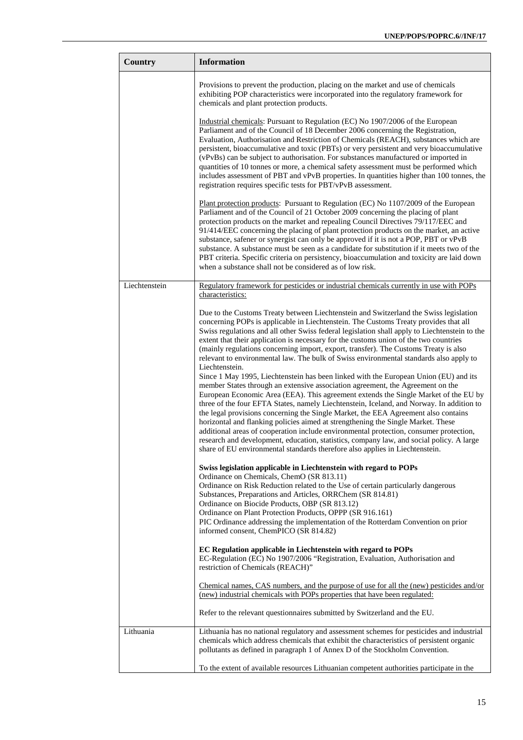| Country | Information |
|---|---|
| | Provisions to prevent the production, placing on the market and use of chemicals exhibiting POP characteristics were incorporated into the regulatory framework for chemicals and plant protection products.<br><br><u>Industrial chemicals</u>: Pursuant to Regulation (EC) No 1907/2006 of the European Parliament and of the Council of 18 December 2006 concerning the Registration, Evaluation, Authorisation and Restriction of Chemicals (REACH), substances which are persistent, bioaccumulative and toxic (PBTs) or very persistent and very bioaccumulative (vPvBs) can be subject to authorisation. For substances manufactured or imported in quantities of 10 tonnes or more, a chemical safety assessment must be performed which includes assessment of PBT and vPvB properties. In quantities higher than 100 tonnes, the registration requires specific tests for PBT/vPvB assessment.<br><br><u>Plant protection products</u>: Pursuant to Regulation (EC) No 1107/2009 of the European Parliament and of the Council of 21 October 2009 concerning the placing of plant protection products on the market and repealing Council Directives 79/117/EEC and 91/414/EEC concerning the placing of plant protection products on the market, an active substance, safener or synergist can only be approved if it is not a POP, PBT or vPvB substance. A substance must be seen as a candidate for substitution if it meets two of the PBT criteria. Specific criteria on persistency, bioaccumulation and toxicity are laid down when a substance shall not be considered as of low risk. |
| Liechtenstein | <u>Regulatory framework for pesticides or industrial chemicals currently in use with POPs characteristics:</u><br><br>Due to the Customs Treaty between Liechtenstein and Switzerland the Swiss legislation concerning POPs is applicable in Liechtenstein. The Customs Treaty provides that all Swiss regulations and all other Swiss federal legislation shall apply to Liechtenstein to the extent that their application is necessary for the customs union of the two countries (mainly regulations concerning import, export, transfer). The Customs Treaty is also relevant to environmental law. The bulk of Swiss environmental standards also apply to Liechtenstein.<br>Since 1 May 1995, Liechtenstein has been linked with the European Union (EU) and its member States through an extensive association agreement, the Agreement on the European Economic Area (EEA). This agreement extends the Single Market of the EU by three of the four EFTA States, namely Liechtenstein, Iceland, and Norway. In addition to the legal provisions concerning the Single Market, the EEA Agreement also contains horizontal and flanking policies aimed at strengthening the Single Market. These additional areas of cooperation include environmental protection, consumer protection, research and development, education, statistics, company law, and social policy. A large share of EU environmental standards therefore also applies in Liechtenstein.<br><br>**Swiss legislation applicable in Liechtenstein with regard to POPs**<br>Ordinance on Chemicals, ChemO (SR 813.11)<br>Ordinance on Risk Reduction related to the Use of certain particularly dangerous Substances, Preparations and Articles, ORRChem (SR 814.81)<br>Ordinance on Biocide Products, OBP (SR 813.12)<br>Ordinance on Plant Protection Products, OPPP (SR 916.161)<br>PIC Ordinance addressing the implementation of the Rotterdam Convention on prior informed consent, ChemPICO (SR 814.82)<br><br>**EC Regulation applicable in Liechtenstein with regard to POPs**<br>EC-Regulation (EC) No 1907/2006 "Registration, Evaluation, Authorisation and restriction of Chemicals (REACH)"<br><br><u>Chemical names, CAS numbers, and the purpose of use for all the (new) pesticides and/or (new) industrial chemicals with POPs properties that have been regulated:</u><br><br>Refer to the relevant questionnaires submitted by Switzerland and the EU. |
| Lithuania | Lithuania has no national regulatory and assessment schemes for pesticides and industrial chemicals which address chemicals that exhibit the characteristics of persistent organic pollutants as defined in paragraph 1 of Annex D of the Stockholm Convention.<br><br>To the extent of available resources Lithuanian competent authorities participate in the |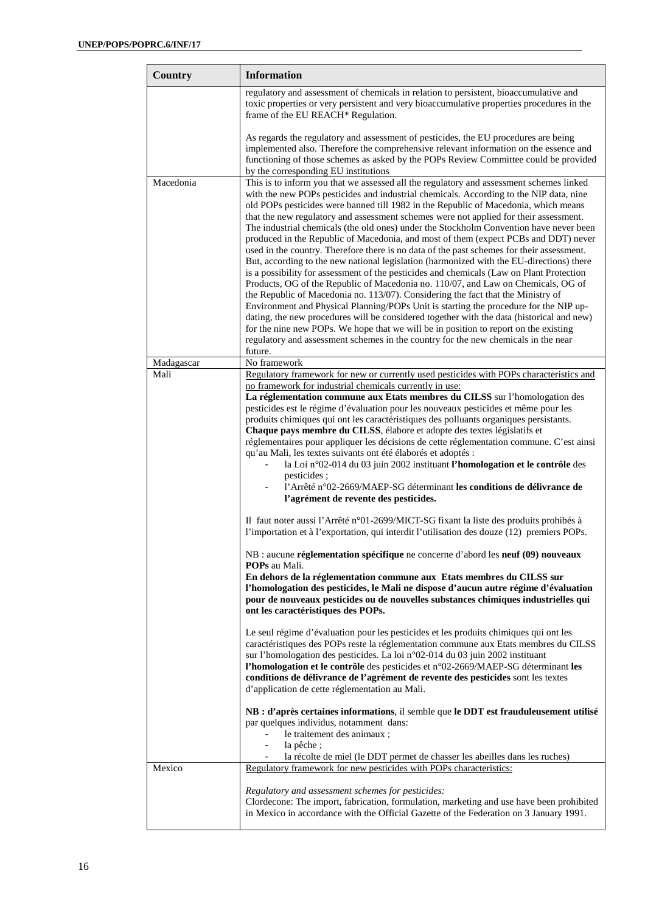| Country | Information |
|---|---|
| | regulatory and assessment of chemicals in relation to persistent, bioaccumulative and toxic properties or very persistent and very bioaccumulative properties procedures in the frame of the EU REACH* Regulation.<br><br>As regards the regulatory and assessment of pesticides, the EU procedures are being implemented also. Therefore the comprehensive relevant information on the essence and functioning of those schemes as asked by the POPs Review Committee could be provided by the corresponding EU institutions |
| Macedonia | This is to inform you that we assessed all the regulatory and assessment schemes linked with the new POPs pesticides and industrial chemicals. According to the NIP data, nine old POPs pesticides were banned till 1982 in the Republic of Macedonia, which means that the new regulatory and assessment schemes were not applied for their assessment. The industrial chemicals (the old ones) under the Stockholm Convention have never been produced in the Republic of Macedonia, and most of them (expect PCBs and DDT) never used in the country. Therefore there is no data of the past schemes for their assessment. But, according to the new national legislation (harmonized with the EU-directions) there is a possibility for assessment of the pesticides and chemicals (Law on Plant Protection Products, OG of the Republic of Macedonia no. 110/07, and Law on Chemicals, OG of the Republic of Macedonia no. 113/07). Considering the fact that the Ministry of Environment and Physical Planning/POPs Unit is starting the procedure for the NIP up-dating, the new procedures will be considered together with the data (historical and new) for the nine new POPs. We hope that we will be in position to report on the existing regulatory and assessment schemes in the country for the new chemicals in the near future. |
| Madagascar | No framework |
| Mali | Regulatory framework for new or currently used pesticides with POPs characteristics and no framework for industrial chemicals currently in use:<br>**La réglementation commune aux Etats membres du CILSS** sur l'homologation des pesticides est le régime d'évaluation pour les nouveaux pesticides et même pour les produits chimiques qui ont les caractéristiques des polluants organiques persistants. **Chaque pays membre du CILSS**, élabore et adopte des textes législatifs et réglementaires pour appliquer les décisions de cette réglementation commune. C'est ainsi qu'au Mali, les textes suivants ont été élaborés et adoptés :<br>- la Loi n°02-014 du 03 juin 2002 instituant **l'homologation et le contrôle** des pesticides ;<br>- l'Arrêté n°02-2669/MAEP-SG déterminant **les conditions de délivrance de l'agrément de revente des pesticides.**<br><br>Il faut noter aussi l'Arrêté n°01-2699/MICT-SG fixant la liste des produits prohibés à l'importation et à l'exportation, qui interdit l'utilisation des douze (12) premiers POPs.<br><br>NB : aucune **réglementation spécifique** ne concerne d'abord les **neuf (09) nouveaux POPs** au Mali.<br>**En dehors de la réglementation commune aux Etats membres du CILSS sur l'homologation des pesticides, le Mali ne dispose d'aucun autre régime d'évaluation pour de nouveaux pesticides ou de nouvelles substances chimiques industrielles qui ont les caractéristiques des POPs.**<br><br>Le seul régime d'évaluation pour les pesticides et les produits chimiques qui ont les caractéristiques des POPs reste la réglementation commune aux Etats membres du CILSS sur l'homologation des pesticides. La loi n°02-014 du 03 juin 2002 instituant **l'homologation et le contrôle** des pesticides et n°02-2669/MAEP-SG déterminant **les conditions de délivrance de l'agrément de revente des pesticides** sont les textes d'application de cette réglementation au Mali.<br><br>**NB : d'après certaines informations**, il semble que **le DDT est frauduleusement utilisé** par quelques individus, notamment dans:<br>- le traitement des animaux ;<br>- la pêche ;<br>- la récolte de miel (le DDT permet de chasser les abeilles dans les ruches) |
| Mexico | Regulatory framework for new pesticides with POPs characteristics:<br><br>*Regulatory and assessment schemes for pesticides:*<br>Clordecone: The import, fabrication, formulation, marketing and use have been prohibited in Mexico in accordance with the Official Gazette of the Federation on 3 January 1991. |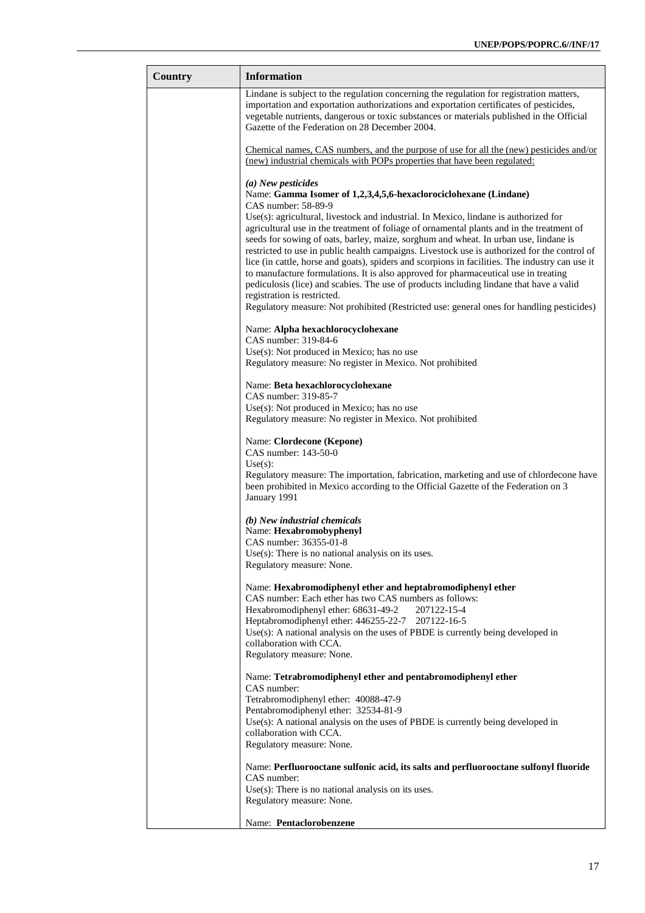| Country | Information |
|---|---|
| | Lindane is subject to the regulation concerning the regulation for registration matters, importation and exportation authorizations and exportation certificates of pesticides, vegetable nutrients, dangerous or toxic substances or materials published in the Official Gazette of the Federation on 28 December 2004.<br><br><u>Chemical names, CAS numbers, and the purpose of use for all the (new) pesticides and/or (new) industrial chemicals with POPs properties that have been regulated:</u><br><br>***(a) New pesticides***<br>Name: **Gamma Isomer of 1,2,3,4,5,6-hexaclorociclohexane (Lindane)**<br>CAS number: 58-89-9<br>Use(s): agricultural, livestock and industrial. In Mexico, lindane is authorized for agricultural use in the treatment of foliage of ornamental plants and in the treatment of seeds for sowing of oats, barley, maize, sorghum and wheat. In urban use, lindane is restricted to use in public health campaigns. Livestock use is authorized for the control of lice (in cattle, horse and goats), spiders and scorpions in facilities. The industry can use it to manufacture formulations. It is also approved for pharmaceutical use in treating pediculosis (lice) and scabies. The use of products including lindane that have a valid registration is restricted.<br>Regulatory measure: Not prohibited (Restricted use: general ones for handling pesticides)<br><br>Name: **Alpha hexachlorocyclohexane**<br>CAS number: 319-84-6<br>Use(s): Not produced in Mexico; has no use<br>Regulatory measure: No register in Mexico. Not prohibited<br><br>Name: **Beta hexachlorocyclohexane**<br>CAS number: 319-85-7<br>Use(s): Not produced in Mexico; has no use<br>Regulatory measure: No register in Mexico. Not prohibited<br><br>Name: **Clordecone (Kepone)**<br>CAS number: 143-50-0<br>Use(s):<br>Regulatory measure: The importation, fabrication, marketing and use of chlordecone have been prohibited in Mexico according to the Official Gazette of the Federation on 3 January 1991<br><br>***(b) New industrial chemicals***<br>Name: **Hexabromobyphenyl**<br>CAS number: 36355-01-8<br>Use(s): There is no national analysis on its uses.<br>Regulatory measure: None.<br><br>Name: **Hexabromodiphenyl ether and heptabromodiphenyl ether**<br>CAS number: Each ether has two CAS numbers as follows:<br>Hexabromodiphenyl ether: 68631-49-2 207122-15-4<br>Heptabromodiphenyl ether: 446255-22-7 207122-16-5<br>Use(s): A national analysis on the uses of PBDE is currently being developed in collaboration with CCA.<br>Regulatory measure: None.<br><br>Name: **Tetrabromodiphenyl ether and pentabromodiphenyl ether**<br>CAS number:<br>Tetrabromodiphenyl ether: 40088-47-9<br>Pentabromodiphenyl ether: 32534-81-9<br>Use(s): A national analysis on the uses of PBDE is currently being developed in collaboration with CCA.<br>Regulatory measure: None.<br><br>Name: **Perfluorooctane sulfonic acid, its salts and perfluorooctane sulfonyl fluoride**<br>CAS number:<br>Use(s): There is no national analysis on its uses.<br>Regulatory measure: None.<br><br>Name: **Pentaclorobenzene** |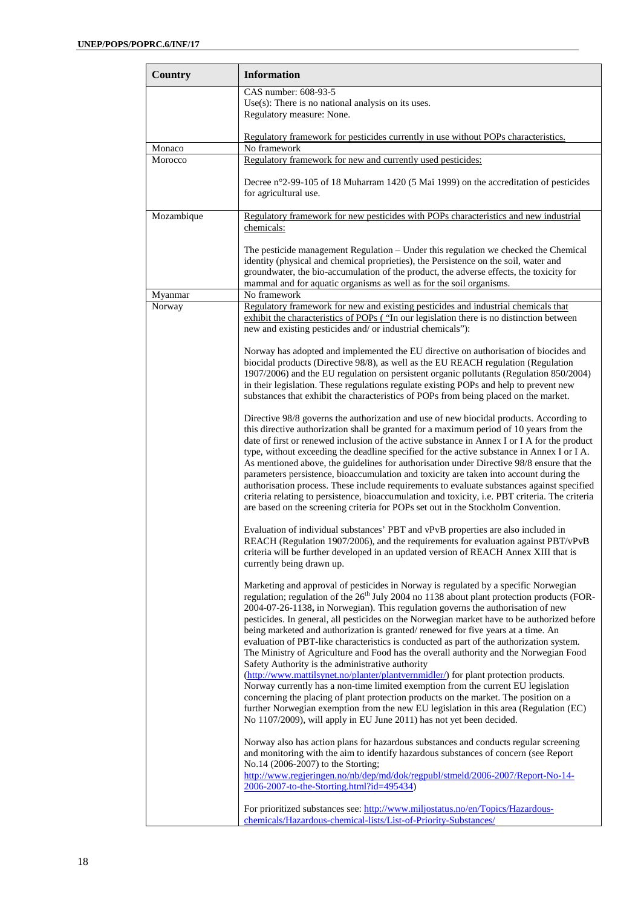| Country | Information |
| --- | --- |
| | CAS number: 608-93-5<br>Use(s): There is no national analysis on its uses.<br>Regulatory measure: None.<br><br>Regulatory framework for pesticides currently in use without POPs characteristics. |
| Monaco | No framework |
| Morocco | Regulatory framework for new and currently used pesticides:<br><br>Decree n°2-99-105 of 18 Muharram 1420 (5 Mai 1999) on the accreditation of pesticides for agricultural use. |
| Mozambique | Regulatory framework for new pesticides with POPs characteristics and new industrial chemicals:<br><br>The pesticide management Regulation – Under this regulation we checked the Chemical identity (physical and chemical proprieties), the Persistence on the soil, water and groundwater, the bio-accumulation of the product, the adverse effects, the toxicity for mammal and for aquatic organisms as well as for the soil organisms. |
| Myanmar | No framework |
| Norway | Regulatory framework for new and existing pesticides and industrial chemicals that exhibit the characteristics of POPs ( "In our legislation there is no distinction between new and existing pesticides and/ or industrial chemicals"):<br><br>Norway has adopted and implemented the EU directive on authorisation of biocides and biocidal products (Directive 98/8), as well as the EU REACH regulation (Regulation 1907/2006) and the EU regulation on persistent organic pollutants (Regulation 850/2004) in their legislation. These regulations regulate existing POPs and help to prevent new substances that exhibit the characteristics of POPs from being placed on the market.<br><br>Directive 98/8 governs the authorization and use of new biocidal products. According to this directive authorization shall be granted for a maximum period of 10 years from the date of first or renewed inclusion of the active substance in Annex I or I A for the product type, without exceeding the deadline specified for the active substance in Annex I or I A. As mentioned above, the guidelines for authorisation under Directive 98/8 ensure that the parameters persistence, bioaccumulation and toxicity are taken into account during the authorisation process. These include requirements to evaluate substances against specified criteria relating to persistence, bioaccumulation and toxicity, i.e. PBT criteria. The criteria are based on the screening criteria for POPs set out in the Stockholm Convention.<br><br>Evaluation of individual substances' PBT and vPvB properties are also included in REACH (Regulation 1907/2006), and the requirements for evaluation against PBT/vPvB criteria will be further developed in an updated version of REACH Annex XIII that is currently being drawn up.<br><br>Marketing and approval of pesticides in Norway is regulated by a specific Norwegian regulation; regulation of the 26th July 2004 no 1138 about plant protection products (FOR-2004-07-26-1138, in Norwegian). This regulation governs the authorisation of new pesticides. In general, all pesticides on the Norwegian market have to be authorized before being marketed and authorization is granted/ renewed for five years at a time. An evaluation of PBT-like characteristics is conducted as part of the authorization system. The Ministry of Agriculture and Food has the overall authority and the Norwegian Food Safety Authority is the administrative authority (http://www.mattilsynet.no/planter/plantvernmidler/) for plant protection products. Norway currently has a non-time limited exemption from the current EU legislation concerning the placing of plant protection products on the market. The position on a further Norwegian exemption from the new EU legislation in this area (Regulation (EC) No 1107/2009), will apply in EU June 2011) has not yet been decided.<br><br>Norway also has action plans for hazardous substances and conducts regular screening and monitoring with the aim to identify hazardous substances of concern (see Report No.14 (2006-2007) to the Storting; http://www.regjeringen.no/nb/dep/md/dok/regpubl/stmeld/2006-2007/Report-No-14-2006-2007-to-the-Storting.html?id=495434)<br><br>For prioritized substances see: http://www.miljostatus.no/en/Topics/Hazardous-chemicals/Hazardous-chemical-lists/List-of-Priority-Substances/ |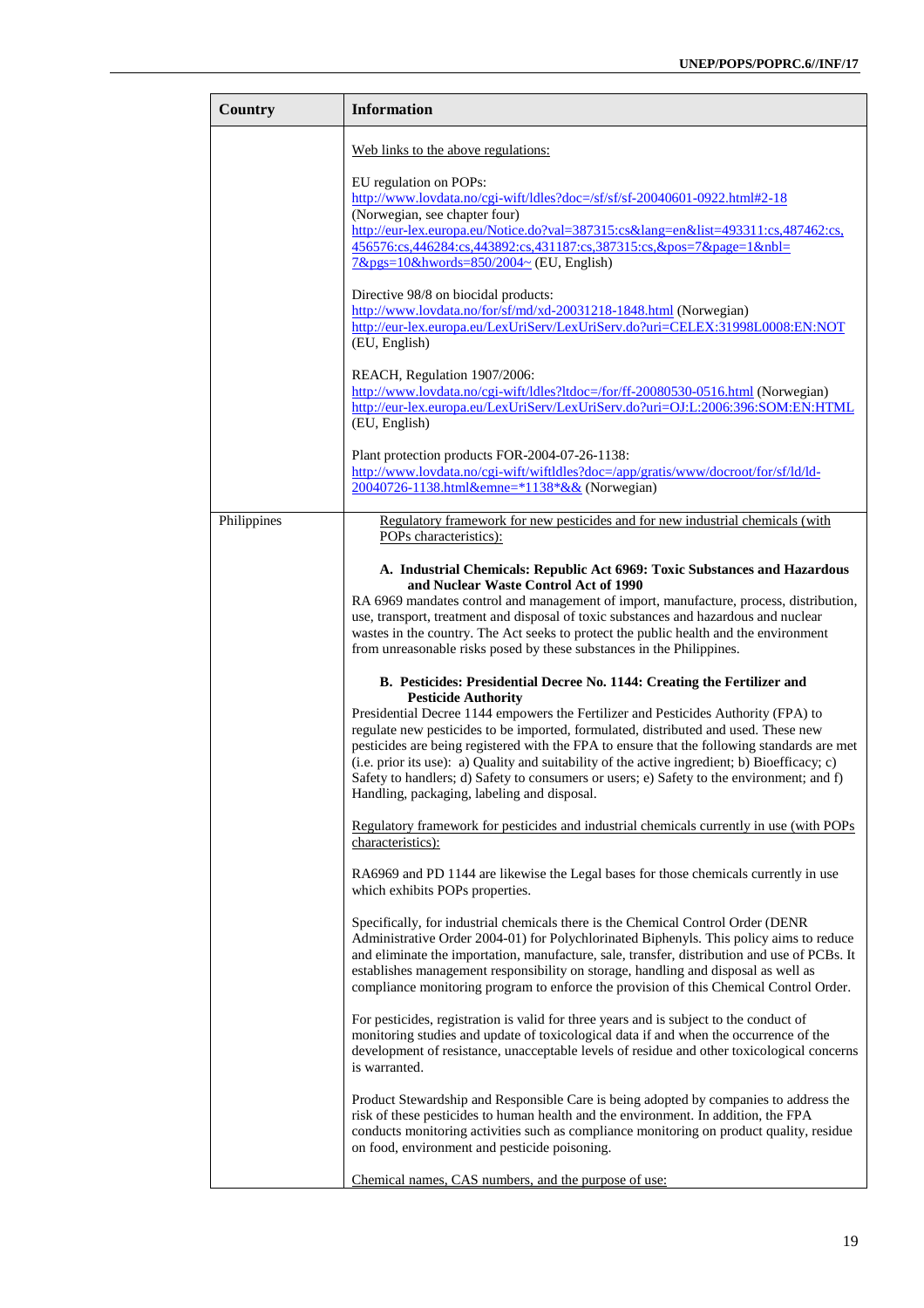| Country | Information |
| --- | --- |
| | Web links to the above regulations:<br><br>EU regulation on POPs:<br>http://www.lovdata.no/cgi-wift/ldles?doc=/sf/sf/sf-20040601-0922.html#2-18<br>(Norwegian, see chapter four)<br>http://eur-lex.europa.eu/Notice.do?val=387315:cs&lang=en&list=493311:cs,487462:cs,456576:cs,446284:cs,443892:cs,431187:cs,387315:cs,&pos=7&page=1&nbl=7&pgs=10&hwords=850/2004~ (EU, English)<br><br>Directive 98/8 on biocidal products:<br>http://www.lovdata.no/for/sf/md/xd-20031218-1848.html (Norwegian)<br>http://eur-lex.europa.eu/LexUriServ/LexUriServ.do?uri=CELEX:31998L0008:EN:NOT (EU, English)<br><br>REACH, Regulation 1907/2006:<br>http://www.lovdata.no/cgi-wift/ldles?ltdoc=/for/ff-20080530-0516.html (Norwegian)<br>http://eur-lex.europa.eu/LexUriServ/LexUriServ.do?uri=OJ:L:2006:396:SOM:EN:HTML (EU, English)<br><br>Plant protection products FOR-2004-07-26-1138:<br>http://www.lovdata.no/cgi-wift/wiftldles?doc=/app/gratis/www/docroot/for/sf/ld/ld-20040726-1138.html&emne=*1138*&& (Norwegian) |
| Philippines | Regulatory framework for new pesticides and for new industrial chemicals (with POPs characteristics):<br><br>**A. Industrial Chemicals: Republic Act 6969: Toxic Substances and Hazardous and Nuclear Waste Control Act of 1990**<br>RA 6969 mandates control and management of import, manufacture, process, distribution, use, transport, treatment and disposal of toxic substances and hazardous and nuclear wastes in the country. The Act seeks to protect the public health and the environment from unreasonable risks posed by these substances in the Philippines.<br><br>**B. Pesticides: Presidential Decree No. 1144: Creating the Fertilizer and Pesticide Authority**<br>Presidential Decree 1144 empowers the Fertilizer and Pesticides Authority (FPA) to regulate new pesticides to be imported, formulated, distributed and used. These new pesticides are being registered with the FPA to ensure that the following standards are met (i.e. prior its use): a) Quality and suitability of the active ingredient; b) Bioefficacy; c) Safety to handlers; d) Safety to consumers or users; e) Safety to the environment; and f) Handling, packaging, labeling and disposal.<br><br>Regulatory framework for pesticides and industrial chemicals currently in use (with POPs characteristics):<br><br>RA6969 and PD 1144 are likewise the Legal bases for those chemicals currently in use which exhibits POPs properties.<br><br>Specifically, for industrial chemicals there is the Chemical Control Order (DENR Administrative Order 2004-01) for Polychlorinated Biphenyls. This policy aims to reduce and eliminate the importation, manufacture, sale, transfer, distribution and use of PCBs. It establishes management responsibility on storage, handling and disposal as well as compliance monitoring program to enforce the provision of this Chemical Control Order.<br><br>For pesticides, registration is valid for three years and is subject to the conduct of monitoring studies and update of toxicological data if and when the occurrence of the development of resistance, unacceptable levels of residue and other toxicological concerns is warranted.<br><br>Product Stewardship and Responsible Care is being adopted by companies to address the risk of these pesticides to human health and the environment. In addition, the FPA conducts monitoring activities such as compliance monitoring on product quality, residue on food, environment and pesticide poisoning.<br><br>Chemical names, CAS numbers, and the purpose of use: |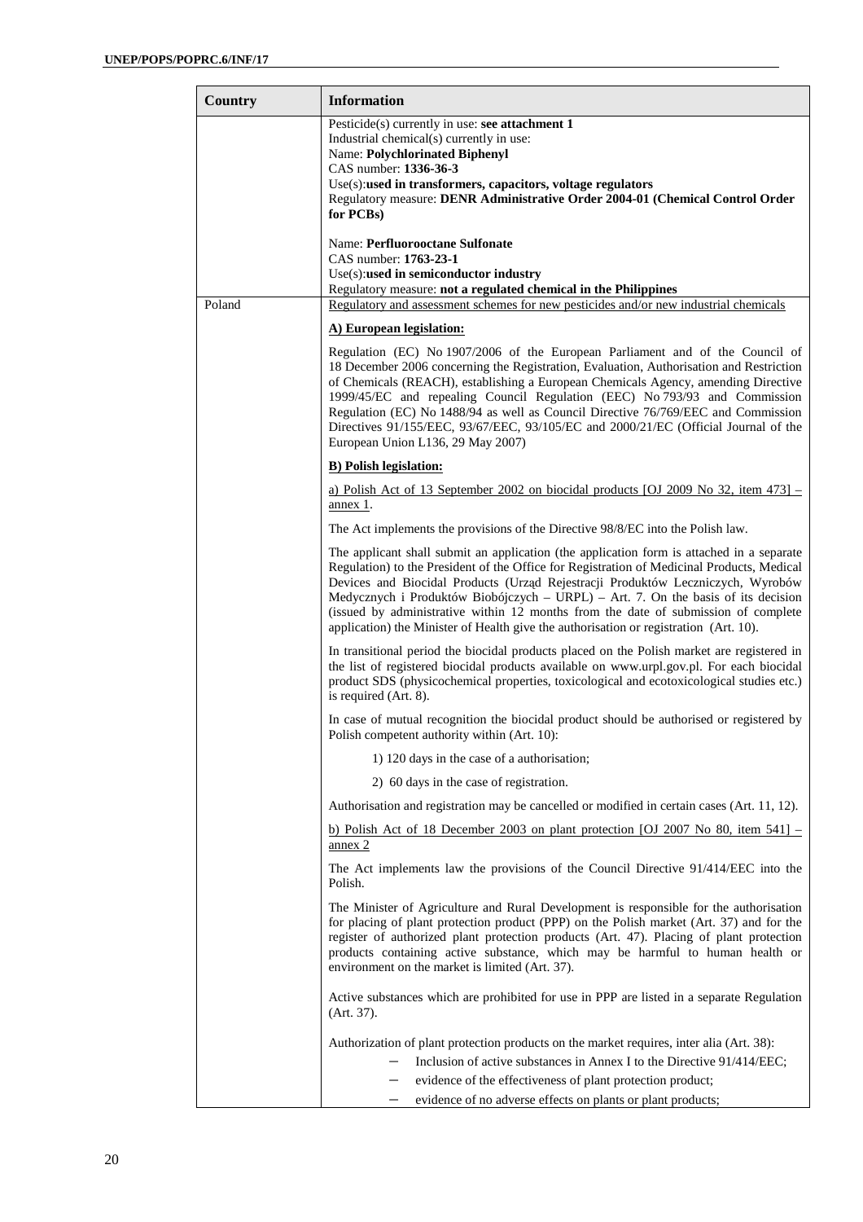| Country | Information |
| --- | --- |
| | Pesticide(s) currently in use: **see attachment 1**<br>Industrial chemical(s) currently in use:<br>Name: **Polychlorinated Biphenyl**<br>CAS number: **1336-36-3**<br>Use(s):**used in transformers, capacitors, voltage regulators**<br>Regulatory measure: **DENR Administrative Order 2004-01 (Chemical Control Order for PCBs)**<br><br>Name: **Perfluorooctane Sulfonate**<br>CAS number: **1763-23-1**<br>Use(s):**used in semiconductor industry**<br>Regulatory measure: **not a regulated chemical in the Philippines** |
| Poland | Regulatory and assessment schemes for new pesticides and/or new industrial chemicals<br><br>**A) European legislation:**<br><br>Regulation (EC) No 1907/2006 of the European Parliament and of the Council of 18 December 2006 concerning the Registration, Evaluation, Authorisation and Restriction of Chemicals (REACH), establishing a European Chemicals Agency, amending Directive 1999/45/EC and repealing Council Regulation (EEC) No 793/93 and Commission Regulation (EC) No 1488/94 as well as Council Directive 76/769/EEC and Commission Directives 91/155/EEC, 93/67/EEC, 93/105/EC and 2000/21/EC (Official Journal of the European Union L136, 29 May 2007)<br><br>**B) Polish legislation:**<br><br>a) Polish Act of 13 September 2002 on biocidal products [OJ 2009 No 32, item 473] – annex 1.<br><br>The Act implements the provisions of the Directive 98/8/EC into the Polish law.<br><br>The applicant shall submit an application (the application form is attached in a separate Regulation) to the President of the Office for Registration of Medicinal Products, Medical Devices and Biocidal Products (Urząd Rejestracji Produktów Leczniczych, Wyrobów Medycznych i Produktów Biobójczych – URPL) – Art. 7. On the basis of its decision (issued by administrative within 12 months from the date of submission of complete application) the Minister of Health give the authorisation or registration (Art. 10).<br><br>In transitional period the biocidal products placed on the Polish market are registered in the list of registered biocidal products available on www.urpl.gov.pl. For each biocidal product SDS (physicochemical properties, toxicological and ecotoxicological studies etc.) is required (Art. 8).<br><br>In case of mutual recognition the biocidal product should be authorised or registered by Polish competent authority within (Art. 10):<br><br>1) 120 days in the case of a authorisation;<br><br>2) 60 days in the case of registration.<br><br>Authorisation and registration may be cancelled or modified in certain cases (Art. 11, 12).<br><br>b) Polish Act of 18 December 2003 on plant protection [OJ 2007 No 80, item 541] – annex 2<br><br>The Act implements law the provisions of the Council Directive 91/414/EEC into the Polish.<br><br>The Minister of Agriculture and Rural Development is responsible for the authorisation for placing of plant protection product (PPP) on the Polish market (Art. 37) and for the register of authorized plant protection products (Art. 47). Placing of plant protection products containing active substance, which may be harmful to human health or environment on the market is limited (Art. 37).<br><br>Active substances which are prohibited for use in PPP are listed in a separate Regulation (Art. 37).<br><br>Authorization of plant protection products on the market requires, inter alia (Art. 38):<br>– Inclusion of active substances in Annex I to the Directive 91/414/EEC;<br>– evidence of the effectiveness of plant protection product;<br>– evidence of no adverse effects on plants or plant products; |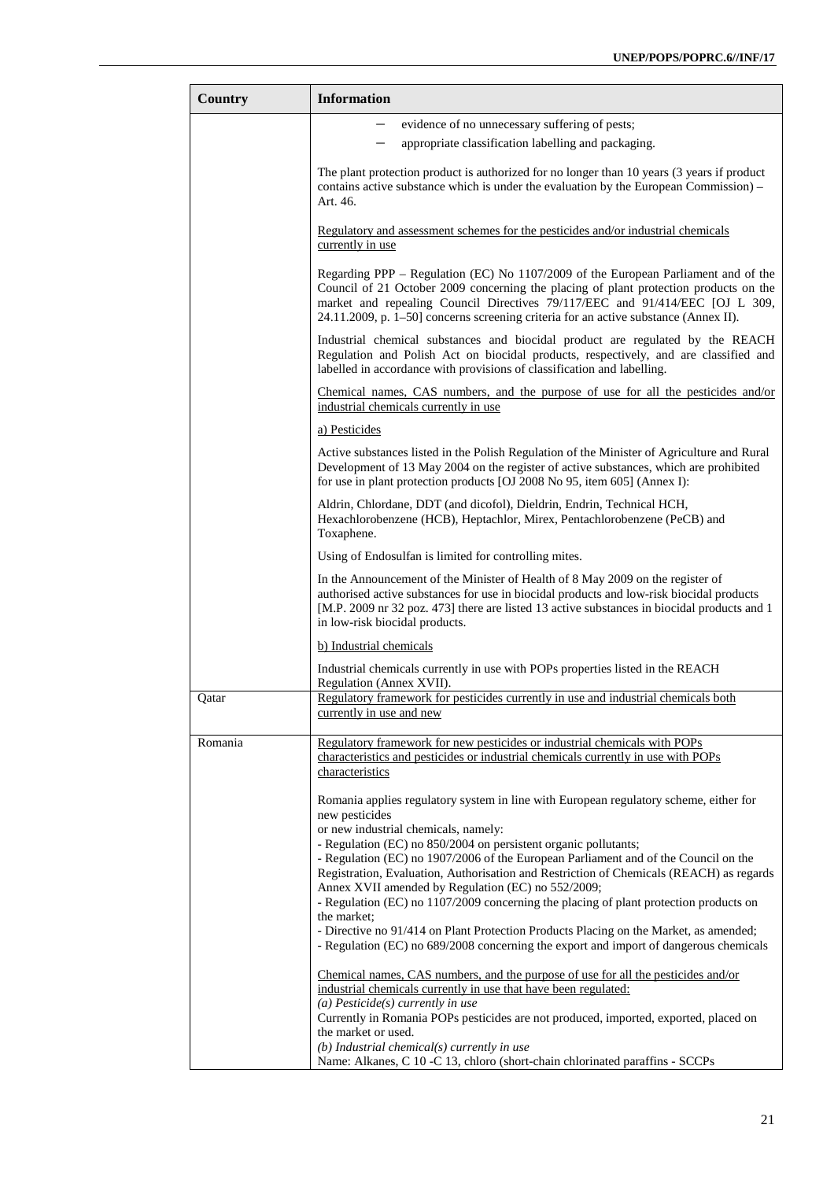| Country | Information |
|---|---|
| | – evidence of no unnecessary suffering of pests;<br>– appropriate classification labelling and packaging.<br><br>The plant protection product is authorized for no longer than 10 years (3 years if product contains active substance which is under the evaluation by the European Commission) – Art. 46.<br><br><u>Regulatory and assessment schemes for the pesticides and/or industrial chemicals currently in use</u><br><br>Regarding PPP – Regulation (EC) No 1107/2009 of the European Parliament and of the Council of 21 October 2009 concerning the placing of plant protection products on the market and repealing Council Directives 79/117/EEC and 91/414/EEC [OJ L 309, 24.11.2009, p. 1–50] concerns screening criteria for an active substance (Annex II).<br><br>Industrial chemical substances and biocidal product are regulated by the REACH Regulation and Polish Act on biocidal products, respectively, and are classified and labelled in accordance with provisions of classification and labelling.<br><br><u>Chemical names, CAS numbers, and the purpose of use for all the pesticides and/or industrial chemicals currently in use</u><br><br><u>a) Pesticides</u><br><br>Active substances listed in the Polish Regulation of the Minister of Agriculture and Rural Development of 13 May 2004 on the register of active substances, which are prohibited for use in plant protection products [OJ 2008 No 95, item 605] (Annex I):<br><br>Aldrin, Chlordane, DDT (and dicofol), Dieldrin, Endrin, Technical HCH, Hexachlorobenzene (HCB), Heptachlor, Mirex, Pentachlorobenzene (PeCB) and Toxaphene.<br><br>Using of Endosulfan is limited for controlling mites.<br><br>In the Announcement of the Minister of Health of 8 May 2009 on the register of authorised active substances for use in biocidal products and low-risk biocidal products [M.P. 2009 nr 32 poz. 473] there are listed 13 active substances in biocidal products and 1 in low-risk biocidal products.<br><br><u>b) Industrial chemicals</u><br><br>Industrial chemicals currently in use with POPs properties listed in the REACH Regulation (Annex XVII). |
| Qatar | <u>Regulatory framework for pesticides currently in use and industrial chemicals both currently in use and new</u> |
| Romania | <u>Regulatory framework for new pesticides or industrial chemicals with POPs characteristics and pesticides or industrial chemicals currently in use with POPs characteristics</u><br><br>Romania applies regulatory system in line with European regulatory scheme, either for new pesticides<br>or new industrial chemicals, namely:<br>- Regulation (EC) no 850/2004 on persistent organic pollutants;<br>- Regulation (EC) no 1907/2006 of the European Parliament and of the Council on the Registration, Evaluation, Authorisation and Restriction of Chemicals (REACH) as regards Annex XVII amended by Regulation (EC) no 552/2009;<br>- Regulation (EC) no 1107/2009 concerning the placing of plant protection products on the market;<br>- Directive no 91/414 on Plant Protection Products Placing on the Market, as amended;<br>- Regulation (EC) no 689/2008 concerning the export and import of dangerous chemicals<br><br><u>Chemical names, CAS numbers, and the purpose of use for all the pesticides and/or industrial chemicals currently in use that have been regulated:</u><br>*(a) Pesticide(s) currently in use*<br>Currently in Romania POPs pesticides are not produced, imported, exported, placed on the market or used.<br>*(b) Industrial chemical(s) currently in use*<br>Name: Alkanes, C 10 -C 13, chloro (short-chain chlorinated paraffins - SCCPs |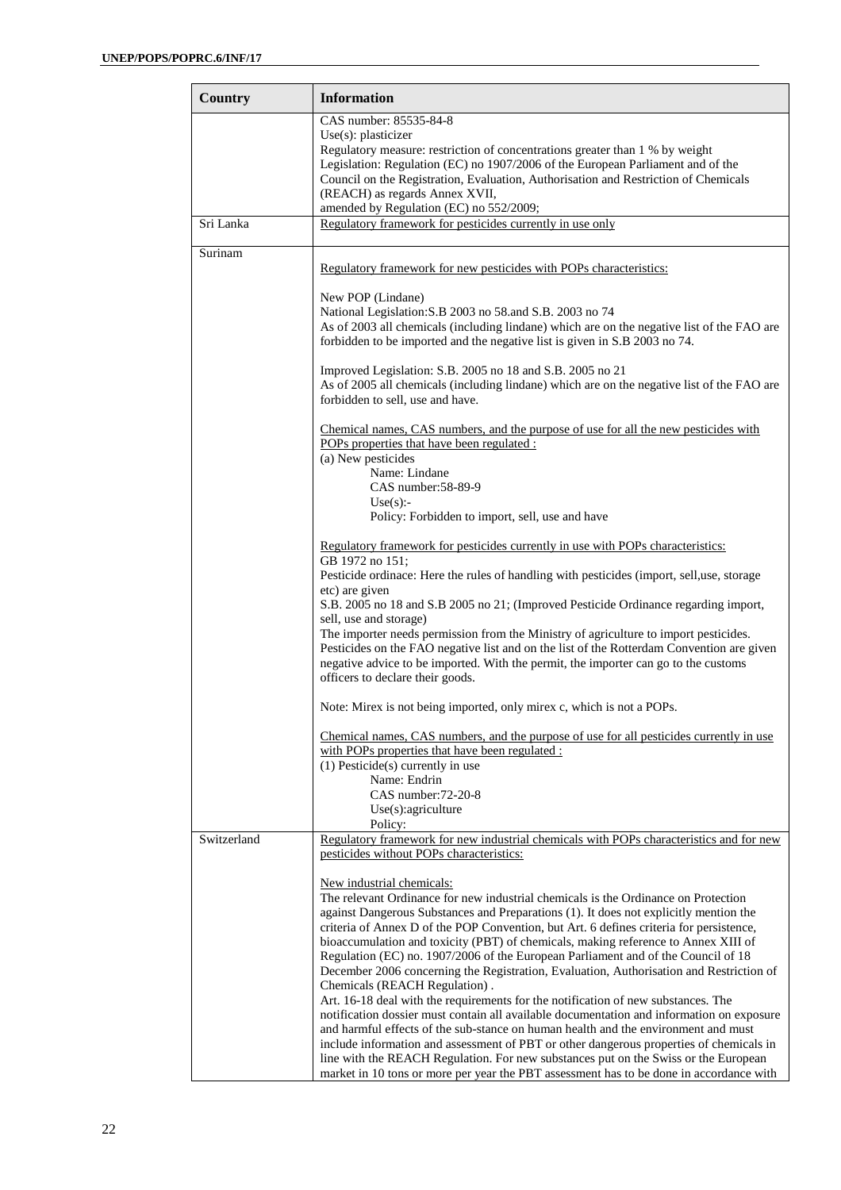| Country | Information |
|---|---|
| | CAS number: 85535-84-8<br>Use(s): plasticizer<br>Regulatory measure: restriction of concentrations greater than 1 % by weight<br>Legislation: Regulation (EC) no 1907/2006 of the European Parliament and of the Council on the Registration, Evaluation, Authorisation and Restriction of Chemicals (REACH) as regards Annex XVII,<br>amended by Regulation (EC) no 552/2009; |
| Sri Lanka | Regulatory framework for pesticides currently in use only |
| Surinam | Regulatory framework for new pesticides with POPs characteristics:<br><br>New POP (Lindane)<br>National Legislation:S.B 2003 no 58.and S.B. 2003 no 74<br>As of 2003 all chemicals (including lindane) which are on the negative list of the FAO are forbidden to be imported and the negative list is given in S.B 2003 no 74.<br><br>Improved Legislation: S.B. 2005 no 18 and S.B. 2005 no 21<br>As of 2005 all chemicals (including lindane) which are on the negative list of the FAO are forbidden to sell, use and have.<br><br>Chemical names, CAS numbers, and the purpose of use for all the new pesticides with POPs properties that have been regulated :<br>(a) New pesticides<br>Name: Lindane<br>CAS number:58-89-9<br>Use(s):-<br>Policy: Forbidden to import, sell, use and have<br><br>Regulatory framework for pesticides currently in use with POPs characteristics:<br>GB 1972 no 151;<br>Pesticide ordinace: Here the rules of handling with pesticides (import, sell,use, storage etc) are given<br>S.B. 2005 no 18 and S.B 2005 no 21; (Improved Pesticide Ordinance regarding import, sell, use and storage)<br>The importer needs permission from the Ministry of agriculture to import pesticides. Pesticides on the FAO negative list and on the list of the Rotterdam Convention are given negative advice to be imported. With the permit, the importer can go to the customs officers to declare their goods.<br><br>Note: Mirex is not being imported, only mirex c, which is not a POPs.<br><br>Chemical names, CAS numbers, and the purpose of use for all pesticides currently in use with POPs properties that have been regulated :<br>(1) Pesticide(s) currently in use<br>Name: Endrin<br>CAS number:72-20-8<br>Use(s):agriculture<br>Policy: |
| Switzerland | Regulatory framework for new industrial chemicals with POPs characteristics and for new pesticides without POPs characteristics:<br><br>New industrial chemicals:<br>The relevant Ordinance for new industrial chemicals is the Ordinance on Protection against Dangerous Substances and Preparations (1). It does not explicitly mention the criteria of Annex D of the POP Convention, but Art. 6 defines criteria for persistence, bioaccumulation and toxicity (PBT) of chemicals, making reference to Annex XIII of Regulation (EC) no. 1907/2006 of the European Parliament and of the Council of 18 December 2006 concerning the Registration, Evaluation, Authorisation and Restriction of Chemicals (REACH Regulation) .<br>Art. 16-18 deal with the requirements for the notification of new substances. The notification dossier must contain all available documentation and information on exposure and harmful effects of the sub-stance on human health and the environment and must include information and assessment of PBT or other dangerous properties of chemicals in line with the REACH Regulation. For new substances put on the Swiss or the European market in 10 tons or more per year the PBT assessment has to be done in accordance with |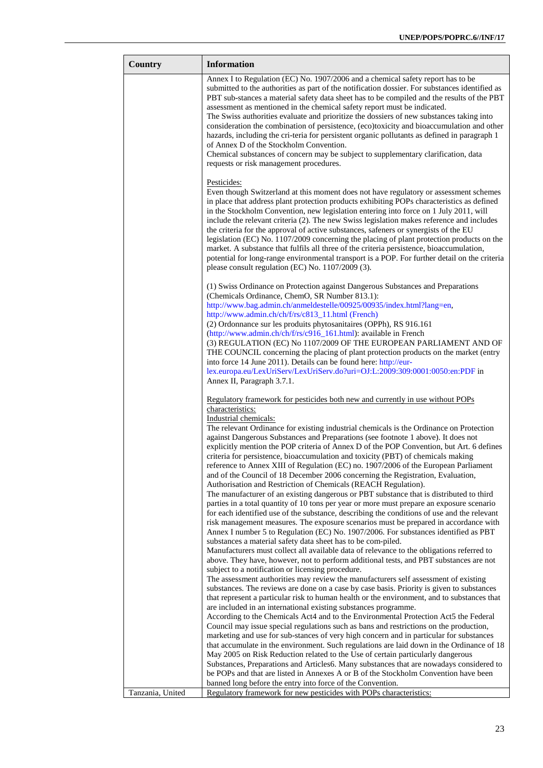| Country | Information |
| --- | --- |
| | Annex I to Regulation (EC) No. 1907/2006 and a chemical safety report has to be submitted to the authorities as part of the notification dossier. For substances identified as PBT sub-stances a material safety data sheet has to be compiled and the results of the PBT assessment as mentioned in the chemical safety report must be indicated.<br>The Swiss authorities evaluate and prioritize the dossiers of new substances taking into consideration the combination of persistence, (eco)toxicity and bioaccumulation and other hazards, including the cri-teria for persistent organic pollutants as defined in paragraph 1 of Annex D of the Stockholm Convention.<br>Chemical substances of concern may be subject to supplementary clarification, data requests or risk management procedures.<br><br>Pesticides:<br>Even though Switzerland at this moment does not have regulatory or assessment schemes in place that address plant protection products exhibiting POPs characteristics as defined in the Stockholm Convention, new legislation entering into force on 1 July 2011, will include the relevant criteria (2). The new Swiss legislation makes reference and includes the criteria for the approval of active substances, safeners or synergists of the EU legislation (EC) No. 1107/2009 concerning the placing of plant protection products on the market. A substance that fulfils all three of the criteria persistence, bioaccumulation, potential for long-range environmental transport is a POP. For further detail on the criteria please consult regulation (EC) No. 1107/2009 (3).<br><br>(1) Swiss Ordinance on Protection against Dangerous Substances and Preparations (Chemicals Ordinance, ChemO, SR Number 813.1): http://www.bag.admin.ch/anmeldestelle/00925/00935/index.html?lang=en, http://www.admin.ch/ch/f/rs/c813_11.html (French)<br>(2) Ordonnance sur les produits phytosanitaires (OPPh), RS 916.161 (http://www.admin.ch/ch/f/rs/c916_161.html): available in French<br>(3) REGULATION (EC) No 1107/2009 OF THE EUROPEAN PARLIAMENT AND OF THE COUNCIL concerning the placing of plant protection products on the market (entry into force 14 June 2011). Details can be found here: http://eur-lex.europa.eu/LexUriServ/LexUriServ.do?uri=OJ:L:2009:309:0001:0050:en:PDF in Annex II, Paragraph 3.7.1.<br><br>Regulatory framework for pesticides both new and currently in use without POPs characteristics:<br>Industrial chemicals:<br>The relevant Ordinance for existing industrial chemicals is the Ordinance on Protection against Dangerous Substances and Preparations (see footnote 1 above). It does not explicitly mention the POP criteria of Annex D of the POP Convention, but Art. 6 defines criteria for persistence, bioaccumulation and toxicity (PBT) of chemicals making reference to Annex XIII of Regulation (EC) no. 1907/2006 of the European Parliament and of the Council of 18 December 2006 concerning the Registration, Evaluation, Authorisation and Restriction of Chemicals (REACH Regulation).<br>The manufacturer of an existing dangerous or PBT substance that is distributed to third parties in a total quantity of 10 tons per year or more must prepare an exposure scenario for each identified use of the substance, describing the conditions of use and the relevant risk management measures. The exposure scenarios must be prepared in accordance with Annex I number 5 to Regulation (EC) No. 1907/2006. For substances identified as PBT substances a material safety data sheet has to be com-piled.<br>Manufacturers must collect all available data of relevance to the obligations referred to above. They have, however, not to perform additional tests, and PBT substances are not subject to a notification or licensing procedure.<br>The assessment authorities may review the manufacturers self assessment of existing substances. The reviews are done on a case by case basis. Priority is given to substances that represent a particular risk to human health or the environment, and to substances that are included in an international existing substances programme.<br>According to the Chemicals Act4 and to the Environmental Protection Act5 the Federal Council may issue special regulations such as bans and restrictions on the production, marketing and use for sub-stances of very high concern and in particular for substances that accumulate in the environment. Such regulations are laid down in the Ordinance of 18 May 2005 on Risk Reduction related to the Use of certain particularly dangerous Substances, Preparations and Articles6. Many substances that are nowadays considered to be POPs and that are listed in Annexes A or B of the Stockholm Convention have been banned long before the entry into force of the Convention. |
| Tanzania, United | Regulatory framework for new pesticides with POPs characteristics: |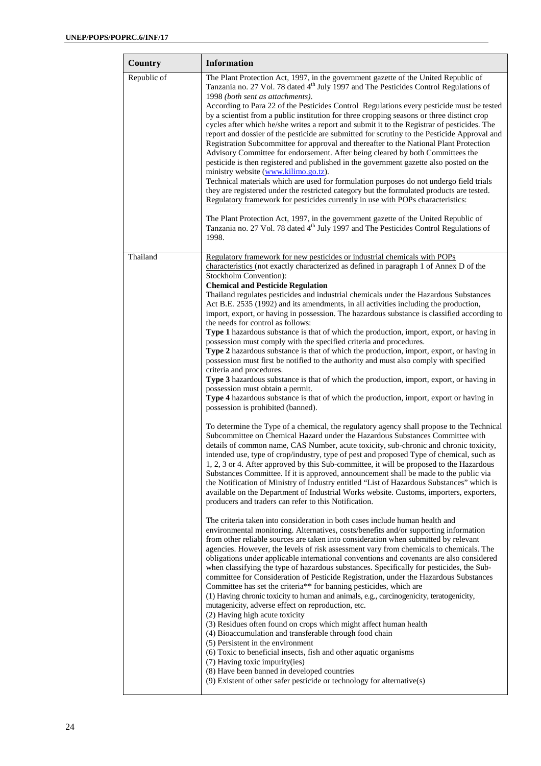| Country | Information |
|---|---|
| Republic of | The Plant Protection Act, 1997, in the government gazette of the United Republic of Tanzania no. 27 Vol. 78 dated 4th July 1997 and The Pesticides Control Regulations of 1998 *(both sent as attachments)*.<br>According to Para 22 of the Pesticides Control Regulations every pesticide must be tested by a scientist from a public institution for three cropping seasons or three distinct crop cycles after which he/she writes a report and submit it to the Registrar of pesticides. The report and dossier of the pesticide are submitted for scrutiny to the Pesticide Approval and Registration Subcommittee for approval and thereafter to the National Plant Protection Advisory Committee for endorsement. After being cleared by both Committees the pesticide is then registered and published in the government gazette also posted on the ministry website (www.kilimo.go.tz).<br>Technical materials which are used for formulation purposes do not undergo field trials they are registered under the restricted category but the formulated products are tested.<br>Regulatory framework for pesticides currently in use with POPs characteristics:<br><br>The Plant Protection Act, 1997, in the government gazette of the United Republic of Tanzania no. 27 Vol. 78 dated 4th July 1997 and The Pesticides Control Regulations of 1998. |
| Thailand | Regulatory framework for new pesticides or industrial chemicals with POPs characteristics (not exactly characterized as defined in paragraph 1 of Annex D of the Stockholm Convention):<br>**Chemical and Pesticide Regulation**<br>Thailand regulates pesticides and industrial chemicals under the Hazardous Substances Act B.E. 2535 (1992) and its amendments, in all activities including the production, import, export, or having in possession. The hazardous substance is classified according to the needs for control as follows:<br>**Type 1** hazardous substance is that of which the production, import, export, or having in possession must comply with the specified criteria and procedures.<br>**Type 2** hazardous substance is that of which the production, import, export, or having in possession must first be notified to the authority and must also comply with specified criteria and procedures.<br>**Type 3** hazardous substance is that of which the production, import, export, or having in possession must obtain a permit.<br>**Type 4** hazardous substance is that of which the production, import, export or having in possession is prohibited (banned).<br><br>To determine the Type of a chemical, the regulatory agency shall propose to the Technical Subcommittee on Chemical Hazard under the Hazardous Substances Committee with details of common name, CAS Number, acute toxicity, sub-chronic and chronic toxicity, intended use, type of crop/industry, type of pest and proposed Type of chemical, such as 1, 2, 3 or 4. After approved by this Sub-committee, it will be proposed to the Hazardous Substances Committee. If it is approved, announcement shall be made to the public via the Notification of Ministry of Industry entitled "List of Hazardous Substances" which is available on the Department of Industrial Works website. Customs, importers, exporters, producers and traders can refer to this Notification.<br><br>The criteria taken into consideration in both cases include human health and environmental monitoring. Alternatives, costs/benefits and/or supporting information from other reliable sources are taken into consideration when submitted by relevant agencies. However, the levels of risk assessment vary from chemicals to chemicals. The obligations under applicable international conventions and covenants are also considered when classifying the type of hazardous substances. Specifically for pesticides, the Sub-committee for Consideration of Pesticide Registration, under the Hazardous Substances Committee has set the criteria** for banning pesticides, which are<br>(1) Having chronic toxicity to human and animals, e.g., carcinogenicity, teratogenicity, mutagenicity, adverse effect on reproduction, etc.<br>(2) Having high acute toxicity<br>(3) Residues often found on crops which might affect human health<br>(4) Bioaccumulation and transferable through food chain<br>(5) Persistent in the environment<br>(6) Toxic to beneficial insects, fish and other aquatic organisms<br>(7) Having toxic impurity(ies)<br>(8) Have been banned in developed countries<br>(9) Existent of other safer pesticide or technology for alternative(s) |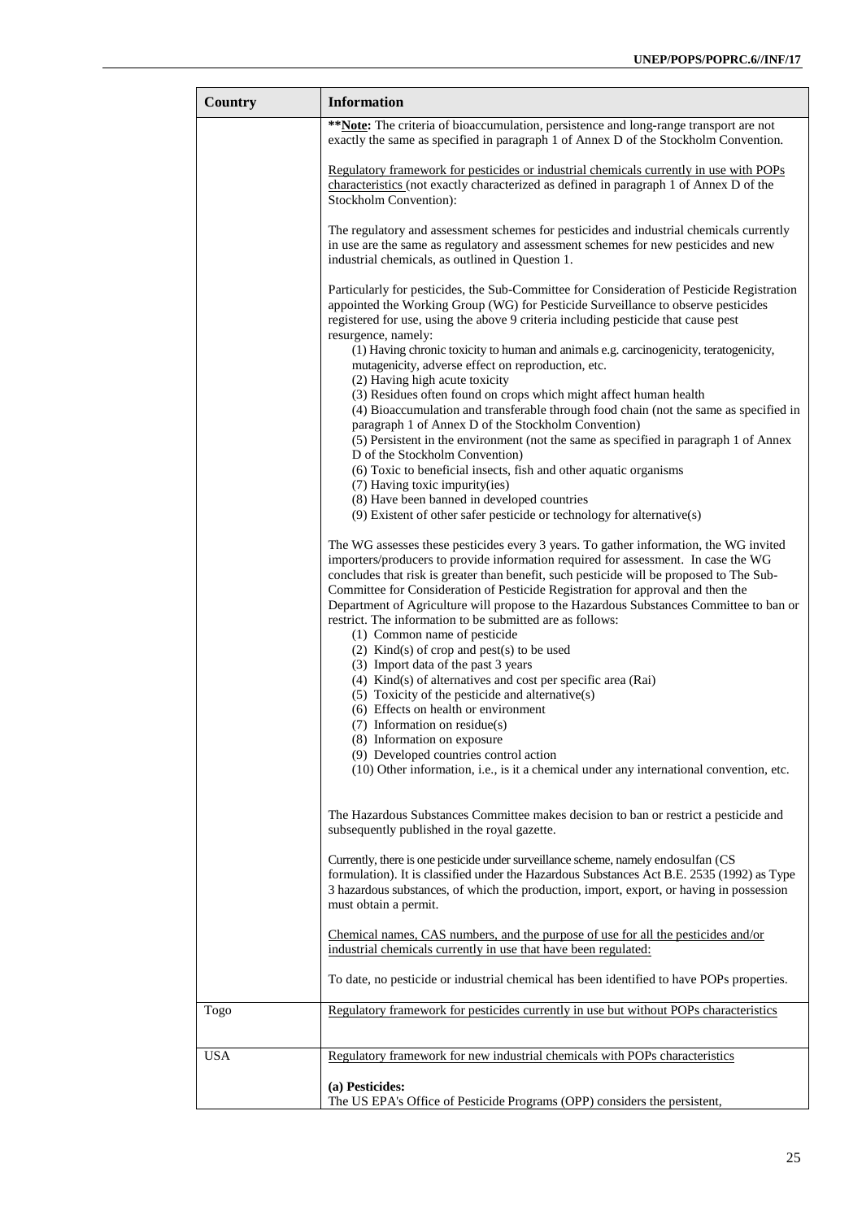| Country | Information |
|---|---|
| | **\*\*<u>Note</u>:** The criteria of bioaccumulation, persistence and long-range transport are not exactly the same as specified in paragraph 1 of Annex D of the Stockholm Convention.<br><br><u>Regulatory framework for pesticides or industrial chemicals currently in use with POPs characteristics</u> (not exactly characterized as defined in paragraph 1 of Annex D of the Stockholm Convention):<br><br>The regulatory and assessment schemes for pesticides and industrial chemicals currently in use are the same as regulatory and assessment schemes for new pesticides and new industrial chemicals, as outlined in Question 1.<br><br>Particularly for pesticides, the Sub-Committee for Consideration of Pesticide Registration appointed the Working Group (WG) for Pesticide Surveillance to observe pesticides registered for use, using the above 9 criteria including pesticide that cause pest resurgence, namely:<br>(1) Having chronic toxicity to human and animals e.g. carcinogenicity, teratogenicity, mutagenicity, adverse effect on reproduction, etc.<br>(2) Having high acute toxicity<br>(3) Residues often found on crops which might affect human health<br>(4) Bioaccumulation and transferable through food chain (not the same as specified in paragraph 1 of Annex D of the Stockholm Convention)<br>(5) Persistent in the environment (not the same as specified in paragraph 1 of Annex D of the Stockholm Convention)<br>(6) Toxic to beneficial insects, fish and other aquatic organisms<br>(7) Having toxic impurity(ies)<br>(8) Have been banned in developed countries<br>(9) Existent of other safer pesticide or technology for alternative(s)<br><br>The WG assesses these pesticides every 3 years. To gather information, the WG invited importers/producers to provide information required for assessment. In case the WG concludes that risk is greater than benefit, such pesticide will be proposed to The Sub-Committee for Consideration of Pesticide Registration for approval and then the Department of Agriculture will propose to the Hazardous Substances Committee to ban or restrict. The information to be submitted are as follows:<br>(1) Common name of pesticide<br>(2) Kind(s) of crop and pest(s) to be used<br>(3) Import data of the past 3 years<br>(4) Kind(s) of alternatives and cost per specific area (Rai)<br>(5) Toxicity of the pesticide and alternative(s)<br>(6) Effects on health or environment<br>(7) Information on residue(s)<br>(8) Information on exposure<br>(9) Developed countries control action<br>(10) Other information, i.e., is it a chemical under any international convention, etc.<br><br>The Hazardous Substances Committee makes decision to ban or restrict a pesticide and subsequently published in the royal gazette.<br><br>Currently, there is one pesticide under surveillance scheme, namely endosulfan (CS formulation). It is classified under the Hazardous Substances Act B.E. 2535 (1992) as Type 3 hazardous substances, of which the production, import, export, or having in possession must obtain a permit.<br><br><u>Chemical names, CAS numbers, and the purpose of use for all the pesticides and/or industrial chemicals currently in use that have been regulated:</u><br><br>To date, no pesticide or industrial chemical has been identified to have POPs properties. |
| Togo | <u>Regulatory framework for pesticides currently in use but without POPs characteristics</u> |
| USA | <u>Regulatory framework for new industrial chemicals with POPs characteristics</u><br><br>**(a) Pesticides:**<br>The US EPA's Office of Pesticide Programs (OPP) considers the persistent, |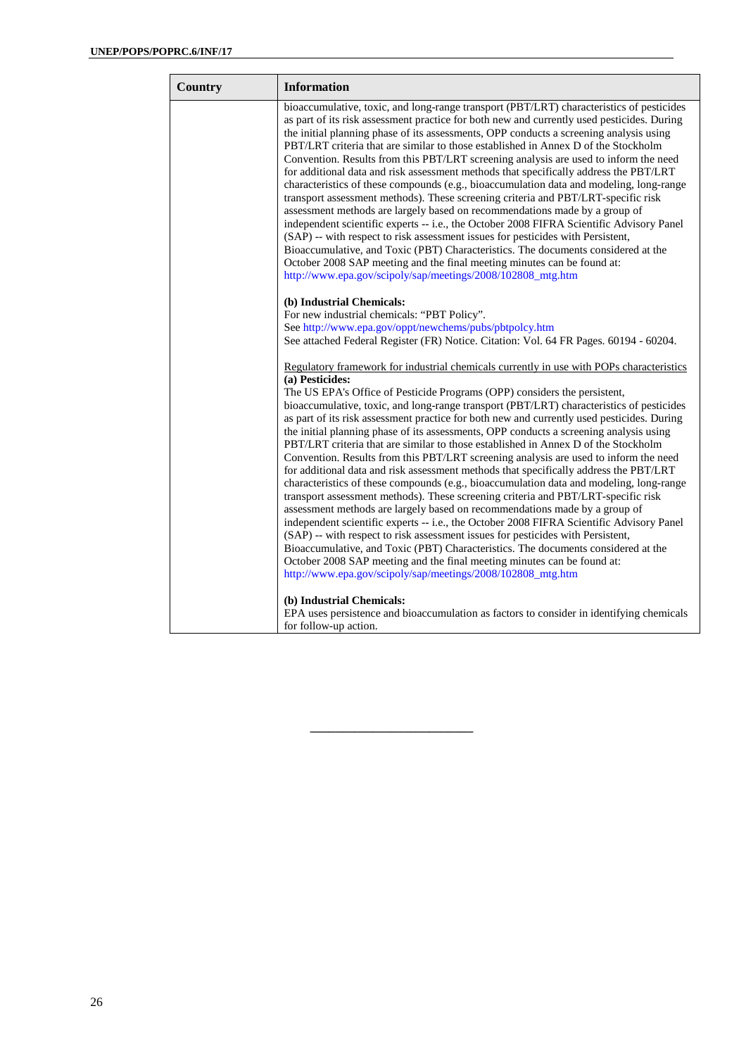| Country | Information |
|---|---|
| | bioaccumulative, toxic, and long-range transport (PBT/LRT) characteristics of pesticides as part of its risk assessment practice for both new and currently used pesticides. During the initial planning phase of its assessments, OPP conducts a screening analysis using PBT/LRT criteria that are similar to those established in Annex D of the Stockholm Convention. Results from this PBT/LRT screening analysis are used to inform the need for additional data and risk assessment methods that specifically address the PBT/LRT characteristics of these compounds (e.g., bioaccumulation data and modeling, long-range transport assessment methods). These screening criteria and PBT/LRT-specific risk assessment methods are largely based on recommendations made by a group of independent scientific experts -- i.e., the October 2008 FIFRA Scientific Advisory Panel (SAP) -- with respect to risk assessment issues for pesticides with Persistent, Bioaccumulative, and Toxic (PBT) Characteristics. The documents considered at the October 2008 SAP meeting and the final meeting minutes can be found at: http://www.epa.gov/scipoly/sap/meetings/2008/102808_mtg.htm<br><br>**(b) Industrial Chemicals:**<br>For new industrial chemicals: "PBT Policy".<br>See http://www.epa.gov/oppt/newchems/pubs/pbtpolcy.htm<br>See attached Federal Register (FR) Notice. Citation: Vol. 64 FR Pages. 60194 - 60204.<br><br><u>Regulatory framework for industrial chemicals currently in use with POPs characteristics</u><br>**(a) Pesticides:**<br>The US EPA's Office of Pesticide Programs (OPP) considers the persistent, bioaccumulative, toxic, and long-range transport (PBT/LRT) characteristics of pesticides as part of its risk assessment practice for both new and currently used pesticides. During the initial planning phase of its assessments, OPP conducts a screening analysis using PBT/LRT criteria that are similar to those established in Annex D of the Stockholm Convention. Results from this PBT/LRT screening analysis are used to inform the need for additional data and risk assessment methods that specifically address the PBT/LRT characteristics of these compounds (e.g., bioaccumulation data and modeling, long-range transport assessment methods). These screening criteria and PBT/LRT-specific risk assessment methods are largely based on recommendations made by a group of independent scientific experts -- i.e., the October 2008 FIFRA Scientific Advisory Panel (SAP) -- with respect to risk assessment issues for pesticides with Persistent, Bioaccumulative, and Toxic (PBT) Characteristics. The documents considered at the October 2008 SAP meeting and the final meeting minutes can be found at: http://www.epa.gov/scipoly/sap/meetings/2008/102808_mtg.htm<br><br>**(b) Industrial Chemicals:**<br>EPA uses persistence and bioaccumulation as factors to consider in identifying chemicals for follow-up action. |